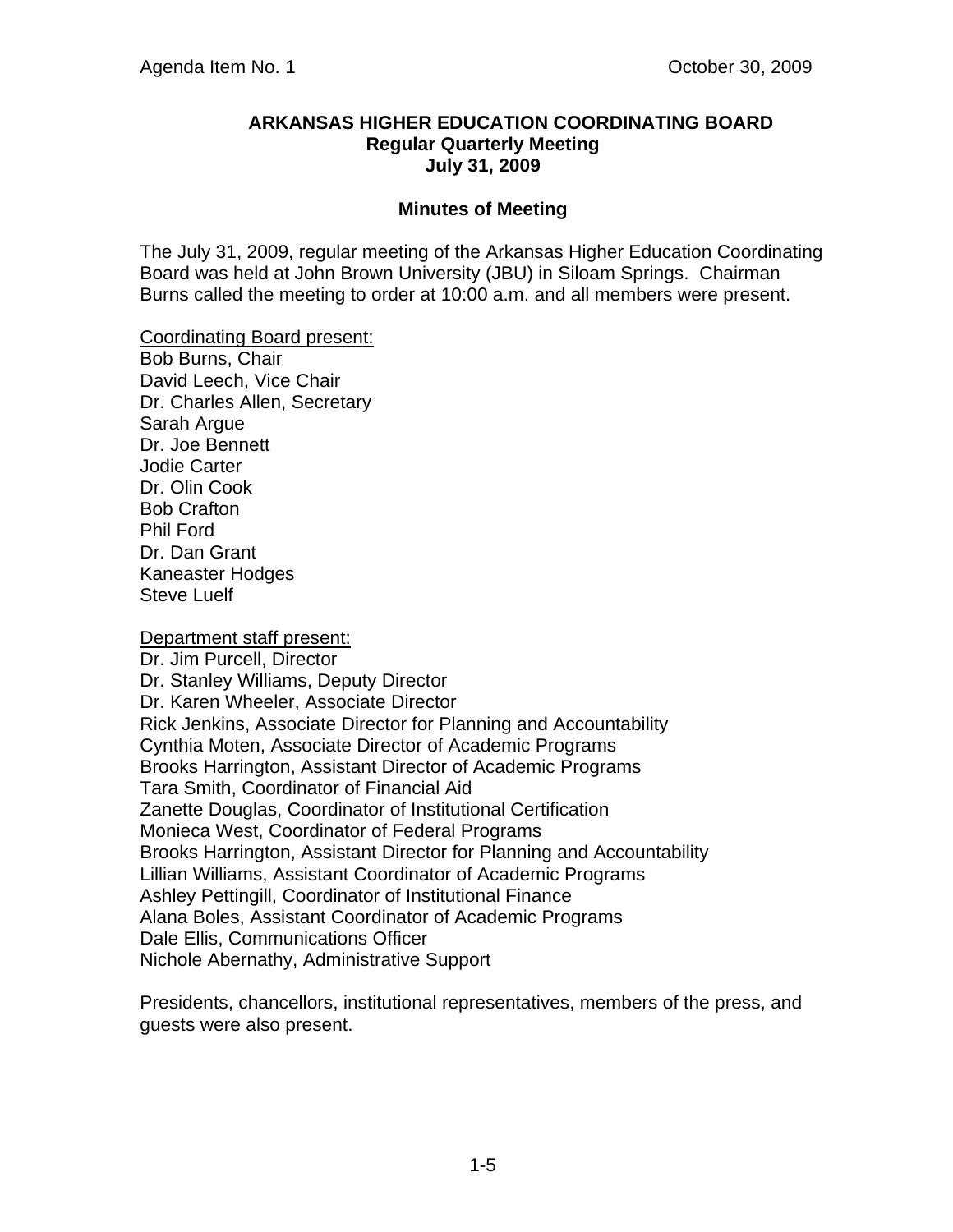Agenda Item No. 1 October 30, 2009

# ARKANSAS HIGHER EDUCATION COORDINATING BOARD
## Regular Quarterly Meeting
## July 31, 2009

### Minutes of Meeting

The July 31, 2009, regular meeting of the Arkansas Higher Education Coordinating Board was held at John Brown University (JBU) in Siloam Springs. Chairman Burns called the meeting to order at 10:00 a.m. and all members were present.

Coordinating Board present:
Bob Burns, Chair
David Leech, Vice Chair
Dr. Charles Allen, Secretary
Sarah Argue
Dr. Joe Bennett
Jodie Carter
Dr. Olin Cook
Bob Crafton
Phil Ford
Dr. Dan Grant
Kaneaster Hodges
Steve Luelf

Department staff present:
Dr. Jim Purcell, Director
Dr. Stanley Williams, Deputy Director
Dr. Karen Wheeler, Associate Director
Rick Jenkins, Associate Director for Planning and Accountability
Cynthia Moten, Associate Director of Academic Programs
Brooks Harrington, Assistant Director of Academic Programs
Tara Smith, Coordinator of Financial Aid
Zanette Douglas, Coordinator of Institutional Certification
Monieca West, Coordinator of Federal Programs
Brooks Harrington, Assistant Director for Planning and Accountability
Lillian Williams, Assistant Coordinator of Academic Programs
Ashley Pettingill, Coordinator of Institutional Finance
Alana Boles, Assistant Coordinator of Academic Programs
Dale Ellis, Communications Officer
Nichole Abernathy, Administrative Support

Presidents, chancellors, institutional representatives, members of the press, and guests were also present.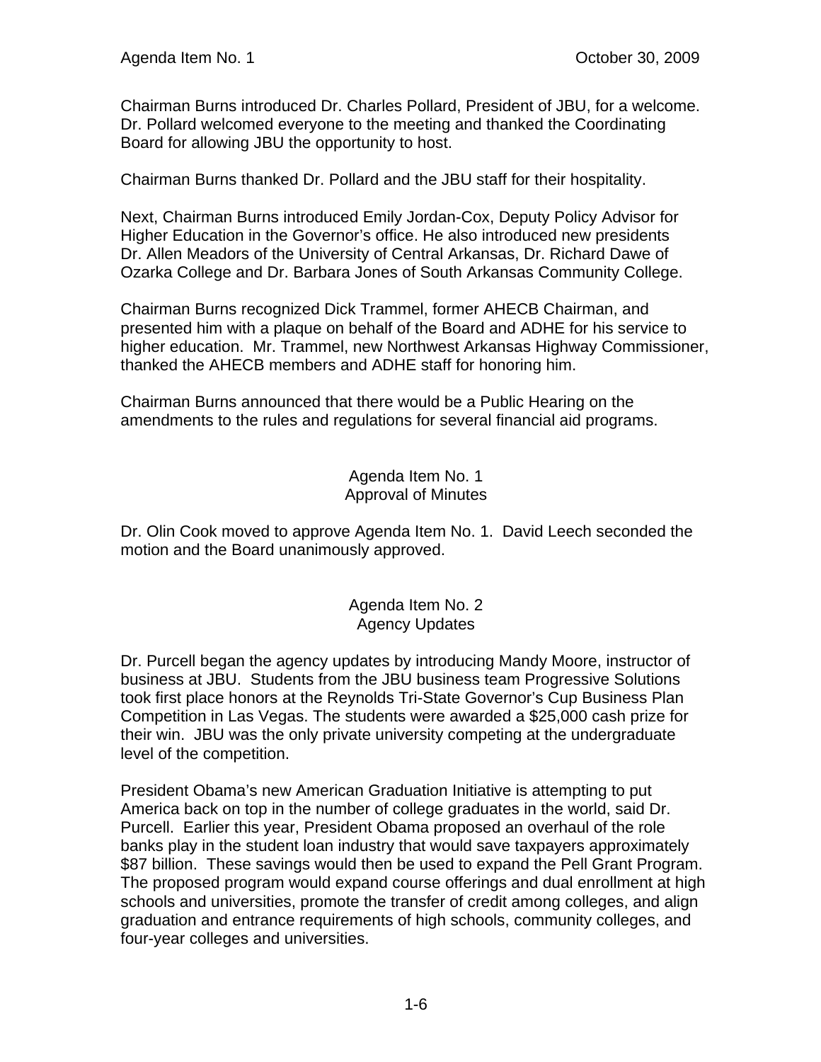Chairman Burns introduced Dr. Charles Pollard, President of JBU, for a welcome. Dr. Pollard welcomed everyone to the meeting and thanked the Coordinating Board for allowing JBU the opportunity to host.

Chairman Burns thanked Dr. Pollard and the JBU staff for their hospitality.

Next, Chairman Burns introduced Emily Jordan-Cox, Deputy Policy Advisor for Higher Education in the Governor's office. He also introduced new presidents Dr. Allen Meadors of the University of Central Arkansas, Dr. Richard Dawe of Ozarka College and Dr. Barbara Jones of South Arkansas Community College.

Chairman Burns recognized Dick Trammel, former AHECB Chairman, and presented him with a plaque on behalf of the Board and ADHE for his service to higher education. Mr. Trammel, new Northwest Arkansas Highway Commissioner, thanked the AHECB members and ADHE staff for honoring him.

Chairman Burns announced that there would be a Public Hearing on the amendments to the rules and regulations for several financial aid programs.

## Agenda Item No. 1
## Approval of Minutes

Dr. Olin Cook moved to approve Agenda Item No. 1. David Leech seconded the motion and the Board unanimously approved.

## Agenda Item No. 2
## Agency Updates

Dr. Purcell began the agency updates by introducing Mandy Moore, instructor of business at JBU. Students from the JBU business team Progressive Solutions took first place honors at the Reynolds Tri-State Governor's Cup Business Plan Competition in Las Vegas. The students were awarded a $25,000 cash prize for their win. JBU was the only private university competing at the undergraduate level of the competition.

President Obama's new American Graduation Initiative is attempting to put America back on top in the number of college graduates in the world, said Dr. Purcell. Earlier this year, President Obama proposed an overhaul of the role banks play in the student loan industry that would save taxpayers approximately $87 billion. These savings would then be used to expand the Pell Grant Program. The proposed program would expand course offerings and dual enrollment at high schools and universities, promote the transfer of credit among colleges, and align graduation and entrance requirements of high schools, community colleges, and four-year colleges and universities.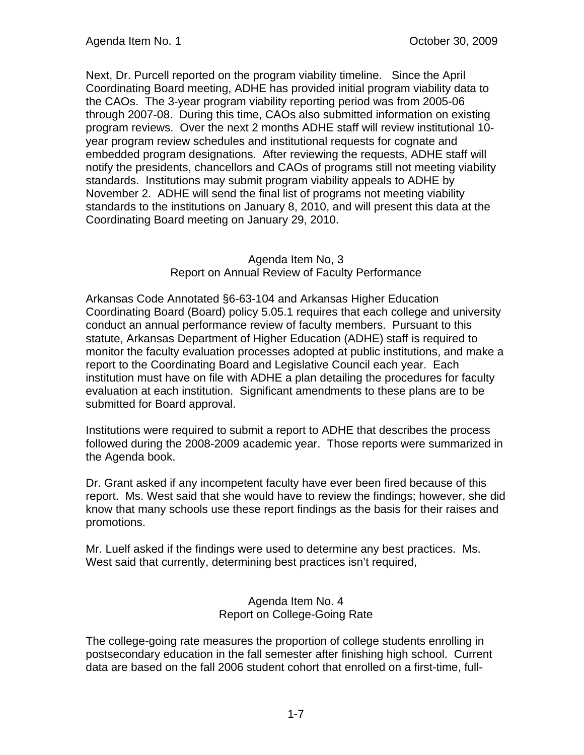Next, Dr. Purcell reported on the program viability timeline. Since the April Coordinating Board meeting, ADHE has provided initial program viability data to the CAOs. The 3-year program viability reporting period was from 2005-06 through 2007-08. During this time, CAOs also submitted information on existing program reviews. Over the next 2 months ADHE staff will review institutional 10-year program review schedules and institutional requests for cognate and embedded program designations. After reviewing the requests, ADHE staff will notify the presidents, chancellors and CAOs of programs still not meeting viability standards. Institutions may submit program viability appeals to ADHE by November 2. ADHE will send the final list of programs not meeting viability standards to the institutions on January 8, 2010, and will present this data at the Coordinating Board meeting on January 29, 2010.

## Agenda Item No, 3
## Report on Annual Review of Faculty Performance

Arkansas Code Annotated §6-63-104 and Arkansas Higher Education Coordinating Board (Board) policy 5.05.1 requires that each college and university conduct an annual performance review of faculty members. Pursuant to this statute, Arkansas Department of Higher Education (ADHE) staff is required to monitor the faculty evaluation processes adopted at public institutions, and make a report to the Coordinating Board and Legislative Council each year. Each institution must have on file with ADHE a plan detailing the procedures for faculty evaluation at each institution. Significant amendments to these plans are to be submitted for Board approval.

Institutions were required to submit a report to ADHE that describes the process followed during the 2008-2009 academic year. Those reports were summarized in the Agenda book.

Dr. Grant asked if any incompetent faculty have ever been fired because of this report. Ms. West said that she would have to review the findings; however, she did know that many schools use these report findings as the basis for their raises and promotions.

Mr. Luelf asked if the findings were used to determine any best practices. Ms. West said that currently, determining best practices isn't required,

## Agenda Item No. 4
## Report on College-Going Rate

The college-going rate measures the proportion of college students enrolling in postsecondary education in the fall semester after finishing high school. Current data are based on the fall 2006 student cohort that enrolled on a first-time, full-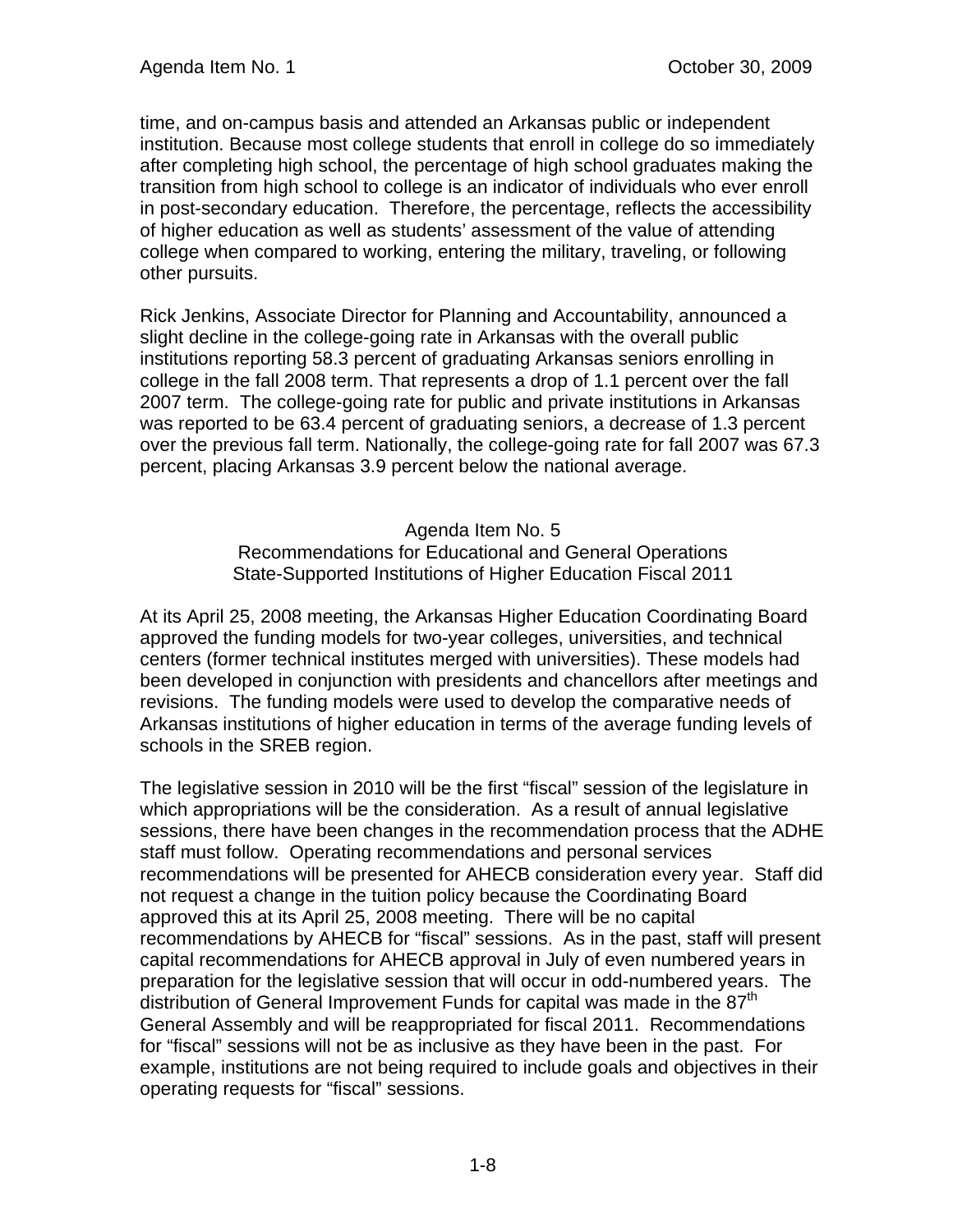time, and on-campus basis and attended an Arkansas public or independent institution. Because most college students that enroll in college do so immediately after completing high school, the percentage of high school graduates making the transition from high school to college is an indicator of individuals who ever enroll in post-secondary education. Therefore, the percentage, reflects the accessibility of higher education as well as students' assessment of the value of attending college when compared to working, entering the military, traveling, or following other pursuits.

Rick Jenkins, Associate Director for Planning and Accountability, announced a slight decline in the college-going rate in Arkansas with the overall public institutions reporting 58.3 percent of graduating Arkansas seniors enrolling in college in the fall 2008 term. That represents a drop of 1.1 percent over the fall 2007 term. The college-going rate for public and private institutions in Arkansas was reported to be 63.4 percent of graduating seniors, a decrease of 1.3 percent over the previous fall term. Nationally, the college-going rate for fall 2007 was 67.3 percent, placing Arkansas 3.9 percent below the national average.

## Agenda Item No. 5
## Recommendations for Educational and General Operations State-Supported Institutions of Higher Education Fiscal 2011

At its April 25, 2008 meeting, the Arkansas Higher Education Coordinating Board approved the funding models for two-year colleges, universities, and technical centers (former technical institutes merged with universities). These models had been developed in conjunction with presidents and chancellors after meetings and revisions. The funding models were used to develop the comparative needs of Arkansas institutions of higher education in terms of the average funding levels of schools in the SREB region.

The legislative session in 2010 will be the first "fiscal" session of the legislature in which appropriations will be the consideration. As a result of annual legislative sessions, there have been changes in the recommendation process that the ADHE staff must follow. Operating recommendations and personal services recommendations will be presented for AHECB consideration every year. Staff did not request a change in the tuition policy because the Coordinating Board approved this at its April 25, 2008 meeting. There will be no capital recommendations by AHECB for "fiscal" sessions. As in the past, staff will present capital recommendations for AHECB approval in July of even numbered years in preparation for the legislative session that will occur in odd-numbered years. The distribution of General Improvement Funds for capital was made in the 87th General Assembly and will be reappropriated for fiscal 2011. Recommendations for "fiscal" sessions will not be as inclusive as they have been in the past. For example, institutions are not being required to include goals and objectives in their operating requests for "fiscal" sessions.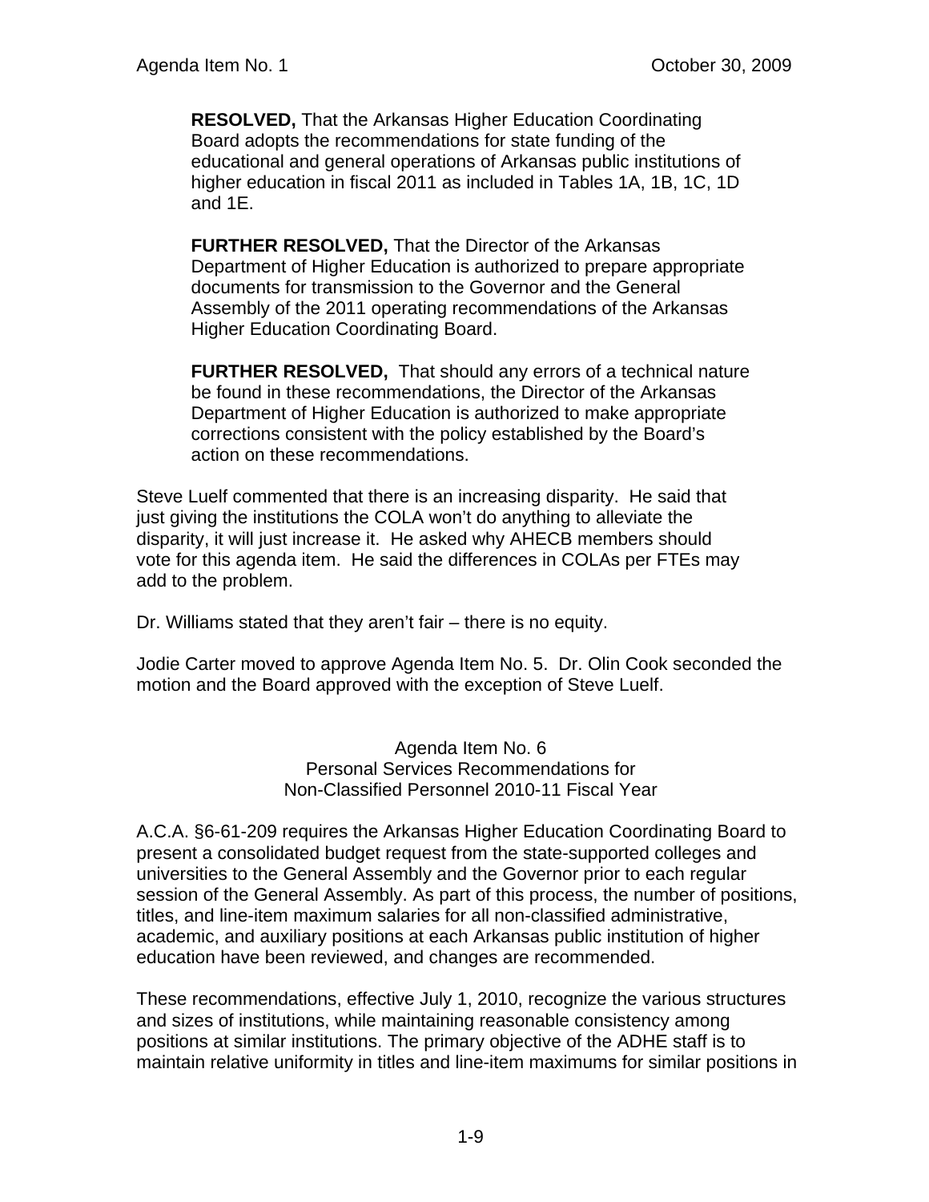**RESOLVED,** That the Arkansas Higher Education Coordinating Board adopts the recommendations for state funding of the educational and general operations of Arkansas public institutions of higher education in fiscal 2011 as included in Tables 1A, 1B, 1C, 1D and 1E.

**FURTHER RESOLVED,** That the Director of the Arkansas Department of Higher Education is authorized to prepare appropriate documents for transmission to the Governor and the General Assembly of the 2011 operating recommendations of the Arkansas Higher Education Coordinating Board.

**FURTHER RESOLVED,** That should any errors of a technical nature be found in these recommendations, the Director of the Arkansas Department of Higher Education is authorized to make appropriate corrections consistent with the policy established by the Board's action on these recommendations.

Steve Luelf commented that there is an increasing disparity. He said that just giving the institutions the COLA won't do anything to alleviate the disparity, it will just increase it. He asked why AHECB members should vote for this agenda item. He said the differences in COLAs per FTEs may add to the problem.

Dr. Williams stated that they aren't fair – there is no equity.

Jodie Carter moved to approve Agenda Item No. 5. Dr. Olin Cook seconded the motion and the Board approved with the exception of Steve Luelf.

## Agenda Item No. 6
## Personal Services Recommendations for Non-Classified Personnel 2010-11 Fiscal Year

A.C.A. §6-61-209 requires the Arkansas Higher Education Coordinating Board to present a consolidated budget request from the state-supported colleges and universities to the General Assembly and the Governor prior to each regular session of the General Assembly. As part of this process, the number of positions, titles, and line-item maximum salaries for all non-classified administrative, academic, and auxiliary positions at each Arkansas public institution of higher education have been reviewed, and changes are recommended.

These recommendations, effective July 1, 2010, recognize the various structures and sizes of institutions, while maintaining reasonable consistency among positions at similar institutions. The primary objective of the ADHE staff is to maintain relative uniformity in titles and line-item maximums for similar positions in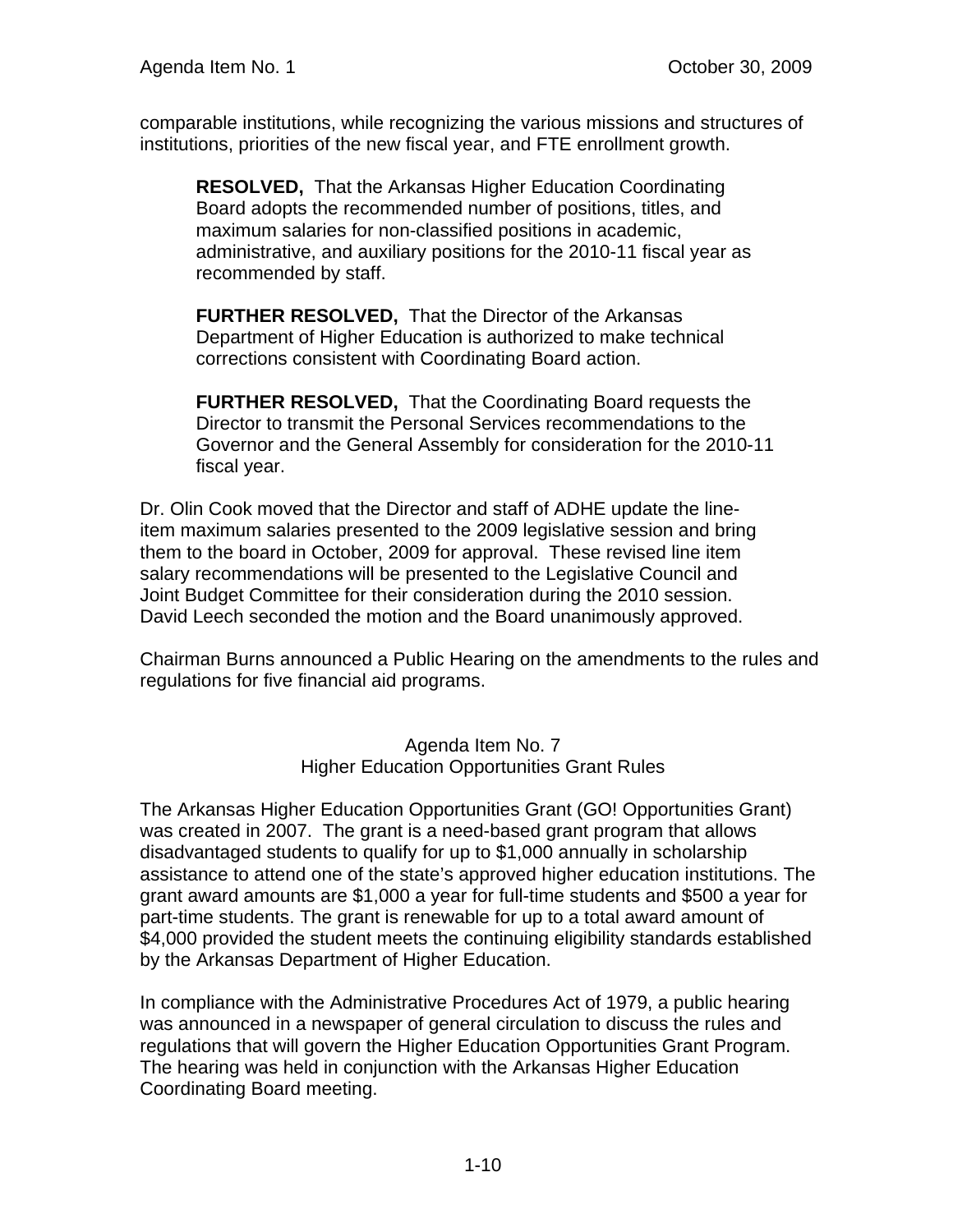comparable institutions, while recognizing the various missions and structures of institutions, priorities of the new fiscal year, and FTE enrollment growth.

> **RESOLVED,** That the Arkansas Higher Education Coordinating Board adopts the recommended number of positions, titles, and maximum salaries for non-classified positions in academic, administrative, and auxiliary positions for the 2010-11 fiscal year as recommended by staff.
>
> **FURTHER RESOLVED,** That the Director of the Arkansas Department of Higher Education is authorized to make technical corrections consistent with Coordinating Board action.
>
> **FURTHER RESOLVED,** That the Coordinating Board requests the Director to transmit the Personal Services recommendations to the Governor and the General Assembly for consideration for the 2010-11 fiscal year.

Dr. Olin Cook moved that the Director and staff of ADHE update the line-item maximum salaries presented to the 2009 legislative session and bring them to the board in October, 2009 for approval. These revised line item salary recommendations will be presented to the Legislative Council and Joint Budget Committee for their consideration during the 2010 session. David Leech seconded the motion and the Board unanimously approved.

Chairman Burns announced a Public Hearing on the amendments to the rules and regulations for five financial aid programs.

## Agenda Item No. 7
## Higher Education Opportunities Grant Rules

The Arkansas Higher Education Opportunities Grant (GO! Opportunities Grant) was created in 2007. The grant is a need-based grant program that allows disadvantaged students to qualify for up to $1,000 annually in scholarship assistance to attend one of the state's approved higher education institutions. The grant award amounts are $1,000 a year for full-time students and $500 a year for part-time students. The grant is renewable for up to a total award amount of $4,000 provided the student meets the continuing eligibility standards established by the Arkansas Department of Higher Education.

In compliance with the Administrative Procedures Act of 1979, a public hearing was announced in a newspaper of general circulation to discuss the rules and regulations that will govern the Higher Education Opportunities Grant Program. The hearing was held in conjunction with the Arkansas Higher Education Coordinating Board meeting.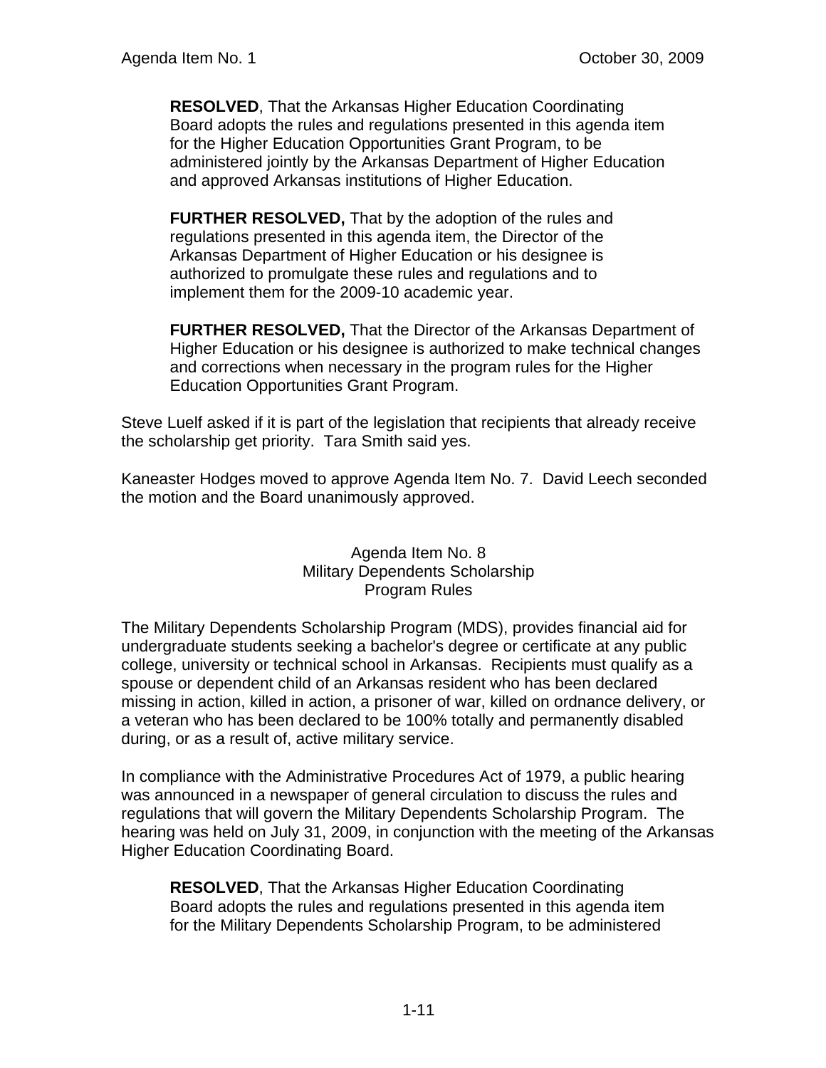**RESOLVED**, That the Arkansas Higher Education Coordinating Board adopts the rules and regulations presented in this agenda item for the Higher Education Opportunities Grant Program, to be administered jointly by the Arkansas Department of Higher Education and approved Arkansas institutions of Higher Education.

**FURTHER RESOLVED,** That by the adoption of the rules and regulations presented in this agenda item, the Director of the Arkansas Department of Higher Education or his designee is authorized to promulgate these rules and regulations and to implement them for the 2009-10 academic year.

**FURTHER RESOLVED,** That the Director of the Arkansas Department of Higher Education or his designee is authorized to make technical changes and corrections when necessary in the program rules for the Higher Education Opportunities Grant Program.

Steve Luelf asked if it is part of the legislation that recipients that already receive the scholarship get priority. Tara Smith said yes.

Kaneaster Hodges moved to approve Agenda Item No. 7. David Leech seconded the motion and the Board unanimously approved.

## Agenda Item No. 8
## Military Dependents Scholarship
## Program Rules

The Military Dependents Scholarship Program (MDS), provides financial aid for undergraduate students seeking a bachelor's degree or certificate at any public college, university or technical school in Arkansas. Recipients must qualify as a spouse or dependent child of an Arkansas resident who has been declared missing in action, killed in action, a prisoner of war, killed on ordnance delivery, or a veteran who has been declared to be 100% totally and permanently disabled during, or as a result of, active military service.

In compliance with the Administrative Procedures Act of 1979, a public hearing was announced in a newspaper of general circulation to discuss the rules and regulations that will govern the Military Dependents Scholarship Program. The hearing was held on July 31, 2009, in conjunction with the meeting of the Arkansas Higher Education Coordinating Board.

**RESOLVED**, That the Arkansas Higher Education Coordinating Board adopts the rules and regulations presented in this agenda item for the Military Dependents Scholarship Program, to be administered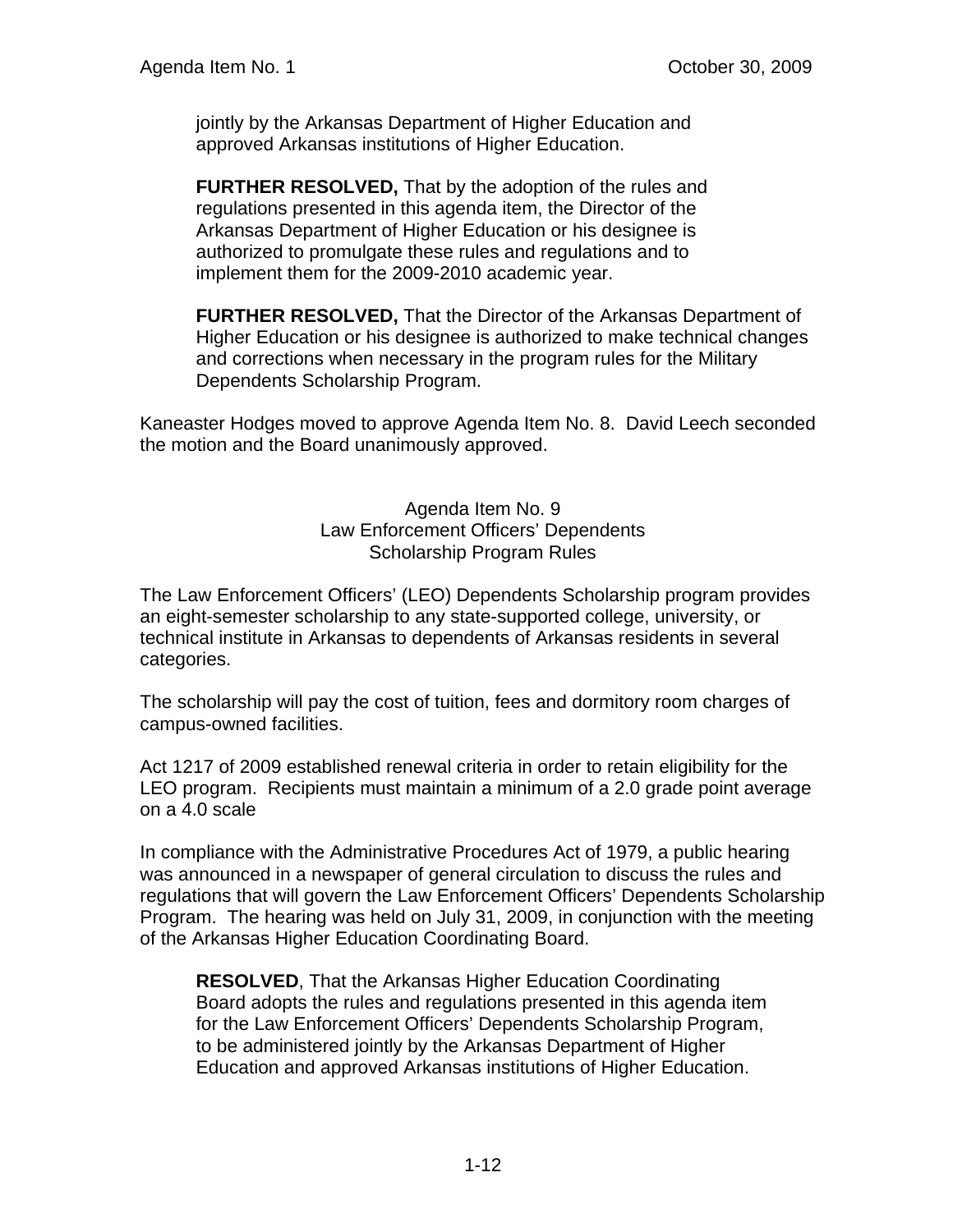jointly by the Arkansas Department of Higher Education and approved Arkansas institutions of Higher Education.

**FURTHER RESOLVED,** That by the adoption of the rules and regulations presented in this agenda item, the Director of the Arkansas Department of Higher Education or his designee is authorized to promulgate these rules and regulations and to implement them for the 2009-2010 academic year.

**FURTHER RESOLVED,** That the Director of the Arkansas Department of Higher Education or his designee is authorized to make technical changes and corrections when necessary in the program rules for the Military Dependents Scholarship Program.

Kaneaster Hodges moved to approve Agenda Item No. 8. David Leech seconded the motion and the Board unanimously approved.

Agenda Item No. 9
Law Enforcement Officers' Dependents
Scholarship Program Rules

The Law Enforcement Officers' (LEO) Dependents Scholarship program provides an eight-semester scholarship to any state-supported college, university, or technical institute in Arkansas to dependents of Arkansas residents in several categories.

The scholarship will pay the cost of tuition, fees and dormitory room charges of campus-owned facilities.

Act 1217 of 2009 established renewal criteria in order to retain eligibility for the LEO program. Recipients must maintain a minimum of a 2.0 grade point average on a 4.0 scale

In compliance with the Administrative Procedures Act of 1979, a public hearing was announced in a newspaper of general circulation to discuss the rules and regulations that will govern the Law Enforcement Officers' Dependents Scholarship Program. The hearing was held on July 31, 2009, in conjunction with the meeting of the Arkansas Higher Education Coordinating Board.

**RESOLVED**, That the Arkansas Higher Education Coordinating Board adopts the rules and regulations presented in this agenda item for the Law Enforcement Officers' Dependents Scholarship Program, to be administered jointly by the Arkansas Department of Higher Education and approved Arkansas institutions of Higher Education.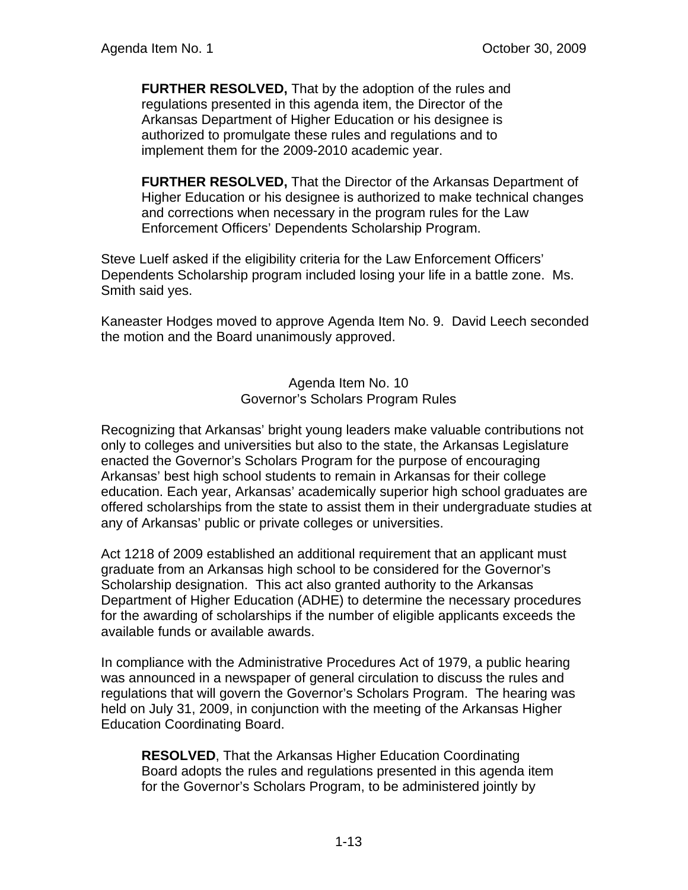**FURTHER RESOLVED,** That by the adoption of the rules and regulations presented in this agenda item, the Director of the Arkansas Department of Higher Education or his designee is authorized to promulgate these rules and regulations and to implement them for the 2009-2010 academic year.

**FURTHER RESOLVED,** That the Director of the Arkansas Department of Higher Education or his designee is authorized to make technical changes and corrections when necessary in the program rules for the Law Enforcement Officers' Dependents Scholarship Program.

Steve Luelf asked if the eligibility criteria for the Law Enforcement Officers' Dependents Scholarship program included losing your life in a battle zone. Ms. Smith said yes.

Kaneaster Hodges moved to approve Agenda Item No. 9. David Leech seconded the motion and the Board unanimously approved.

## Agenda Item No. 10
## Governor's Scholars Program Rules

Recognizing that Arkansas' bright young leaders make valuable contributions not only to colleges and universities but also to the state, the Arkansas Legislature enacted the Governor's Scholars Program for the purpose of encouraging Arkansas' best high school students to remain in Arkansas for their college education. Each year, Arkansas' academically superior high school graduates are offered scholarships from the state to assist them in their undergraduate studies at any of Arkansas' public or private colleges or universities.

Act 1218 of 2009 established an additional requirement that an applicant must graduate from an Arkansas high school to be considered for the Governor's Scholarship designation. This act also granted authority to the Arkansas Department of Higher Education (ADHE) to determine the necessary procedures for the awarding of scholarships if the number of eligible applicants exceeds the available funds or available awards.

In compliance with the Administrative Procedures Act of 1979, a public hearing was announced in a newspaper of general circulation to discuss the rules and regulations that will govern the Governor's Scholars Program. The hearing was held on July 31, 2009, in conjunction with the meeting of the Arkansas Higher Education Coordinating Board.

**RESOLVED**, That the Arkansas Higher Education Coordinating Board adopts the rules and regulations presented in this agenda item for the Governor's Scholars Program, to be administered jointly by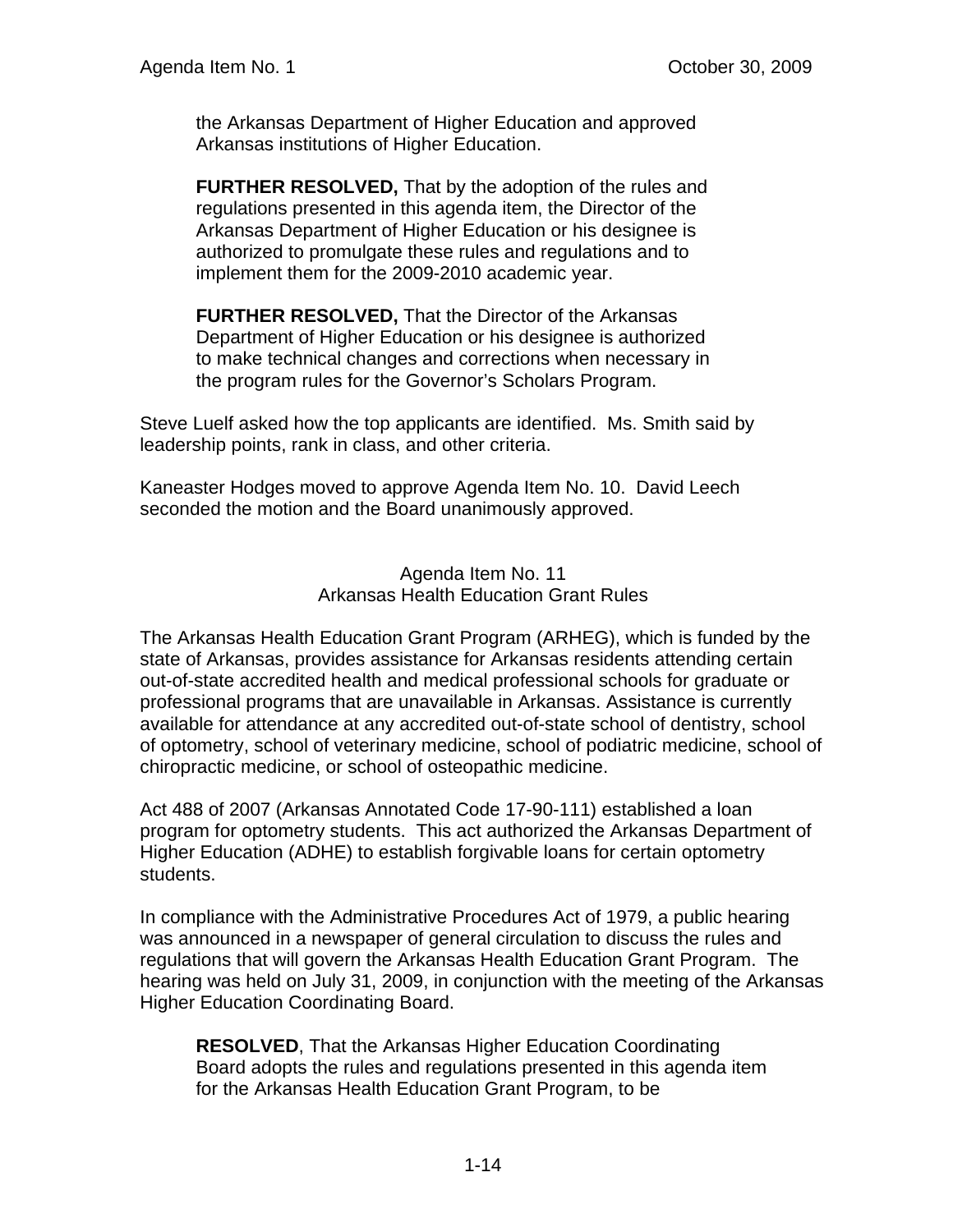the Arkansas Department of Higher Education and approved Arkansas institutions of Higher Education.

**FURTHER RESOLVED,** That by the adoption of the rules and regulations presented in this agenda item, the Director of the Arkansas Department of Higher Education or his designee is authorized to promulgate these rules and regulations and to implement them for the 2009-2010 academic year.

**FURTHER RESOLVED,** That the Director of the Arkansas Department of Higher Education or his designee is authorized to make technical changes and corrections when necessary in the program rules for the Governor's Scholars Program.

Steve Luelf asked how the top applicants are identified. Ms. Smith said by leadership points, rank in class, and other criteria.

Kaneaster Hodges moved to approve Agenda Item No. 10. David Leech seconded the motion and the Board unanimously approved.

## Agenda Item No. 11
## Arkansas Health Education Grant Rules

The Arkansas Health Education Grant Program (ARHEG), which is funded by the state of Arkansas, provides assistance for Arkansas residents attending certain out-of-state accredited health and medical professional schools for graduate or professional programs that are unavailable in Arkansas. Assistance is currently available for attendance at any accredited out-of-state school of dentistry, school of optometry, school of veterinary medicine, school of podiatric medicine, school of chiropractic medicine, or school of osteopathic medicine.

Act 488 of 2007 (Arkansas Annotated Code 17-90-111) established a loan program for optometry students. This act authorized the Arkansas Department of Higher Education (ADHE) to establish forgivable loans for certain optometry students.

In compliance with the Administrative Procedures Act of 1979, a public hearing was announced in a newspaper of general circulation to discuss the rules and regulations that will govern the Arkansas Health Education Grant Program. The hearing was held on July 31, 2009, in conjunction with the meeting of the Arkansas Higher Education Coordinating Board.

**RESOLVED**, That the Arkansas Higher Education Coordinating Board adopts the rules and regulations presented in this agenda item for the Arkansas Health Education Grant Program, to be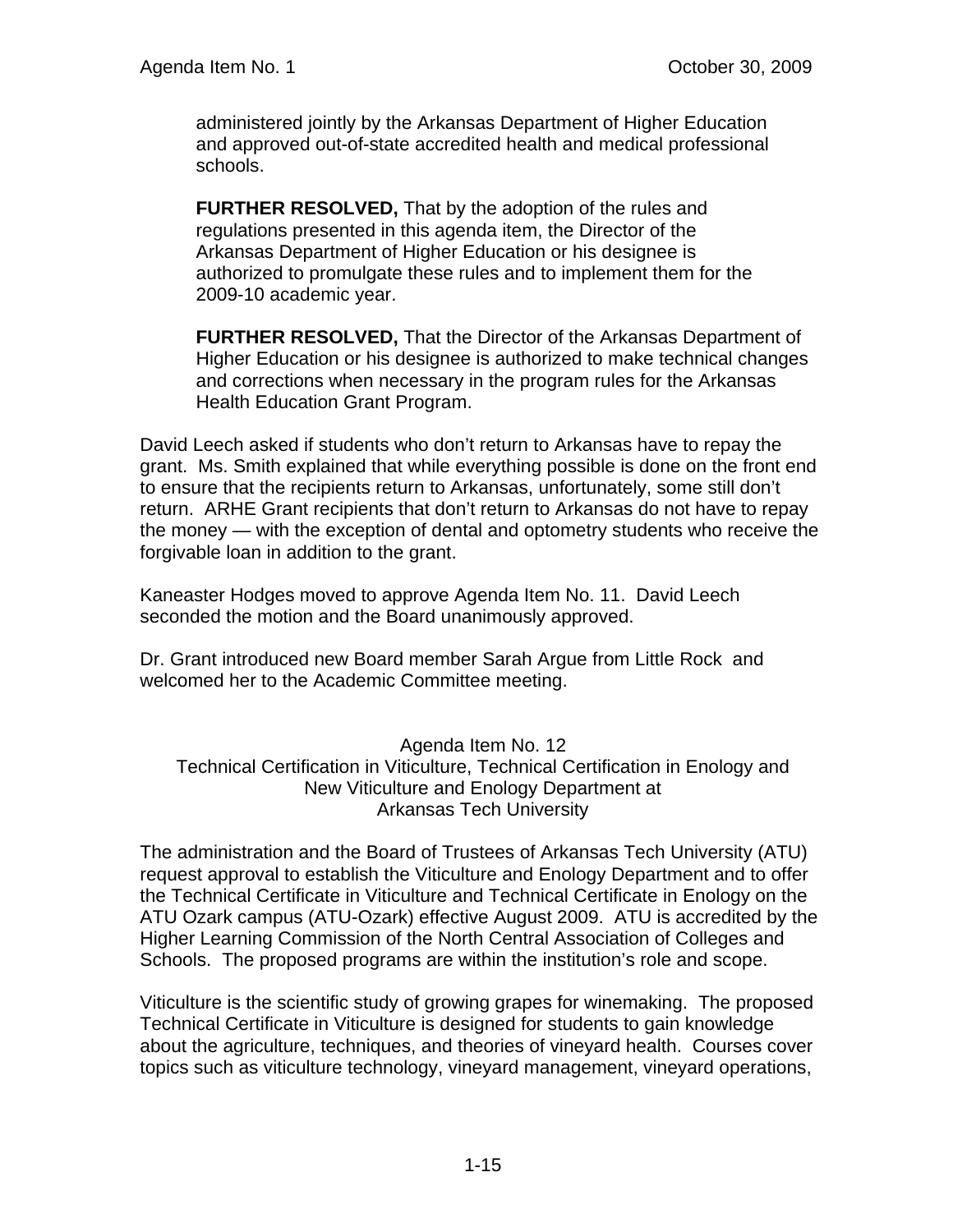administered jointly by the Arkansas Department of Higher Education and approved out-of-state accredited health and medical professional schools.

**FURTHER RESOLVED,** That by the adoption of the rules and regulations presented in this agenda item, the Director of the Arkansas Department of Higher Education or his designee is authorized to promulgate these rules and to implement them for the 2009-10 academic year.

**FURTHER RESOLVED,** That the Director of the Arkansas Department of Higher Education or his designee is authorized to make technical changes and corrections when necessary in the program rules for the Arkansas Health Education Grant Program.

David Leech asked if students who don't return to Arkansas have to repay the grant. Ms. Smith explained that while everything possible is done on the front end to ensure that the recipients return to Arkansas, unfortunately, some still don't return. ARHE Grant recipients that don't return to Arkansas do not have to repay the money — with the exception of dental and optometry students who receive the forgivable loan in addition to the grant.

Kaneaster Hodges moved to approve Agenda Item No. 11. David Leech seconded the motion and the Board unanimously approved.

Dr. Grant introduced new Board member Sarah Argue from Little Rock and welcomed her to the Academic Committee meeting.

Agenda Item No. 12
Technical Certification in Viticulture, Technical Certification in Enology and New Viticulture and Enology Department at
Arkansas Tech University

The administration and the Board of Trustees of Arkansas Tech University (ATU) request approval to establish the Viticulture and Enology Department and to offer the Technical Certificate in Viticulture and Technical Certificate in Enology on the ATU Ozark campus (ATU-Ozark) effective August 2009. ATU is accredited by the Higher Learning Commission of the North Central Association of Colleges and Schools. The proposed programs are within the institution's role and scope.

Viticulture is the scientific study of growing grapes for winemaking. The proposed Technical Certificate in Viticulture is designed for students to gain knowledge about the agriculture, techniques, and theories of vineyard health. Courses cover topics such as viticulture technology, vineyard management, vineyard operations,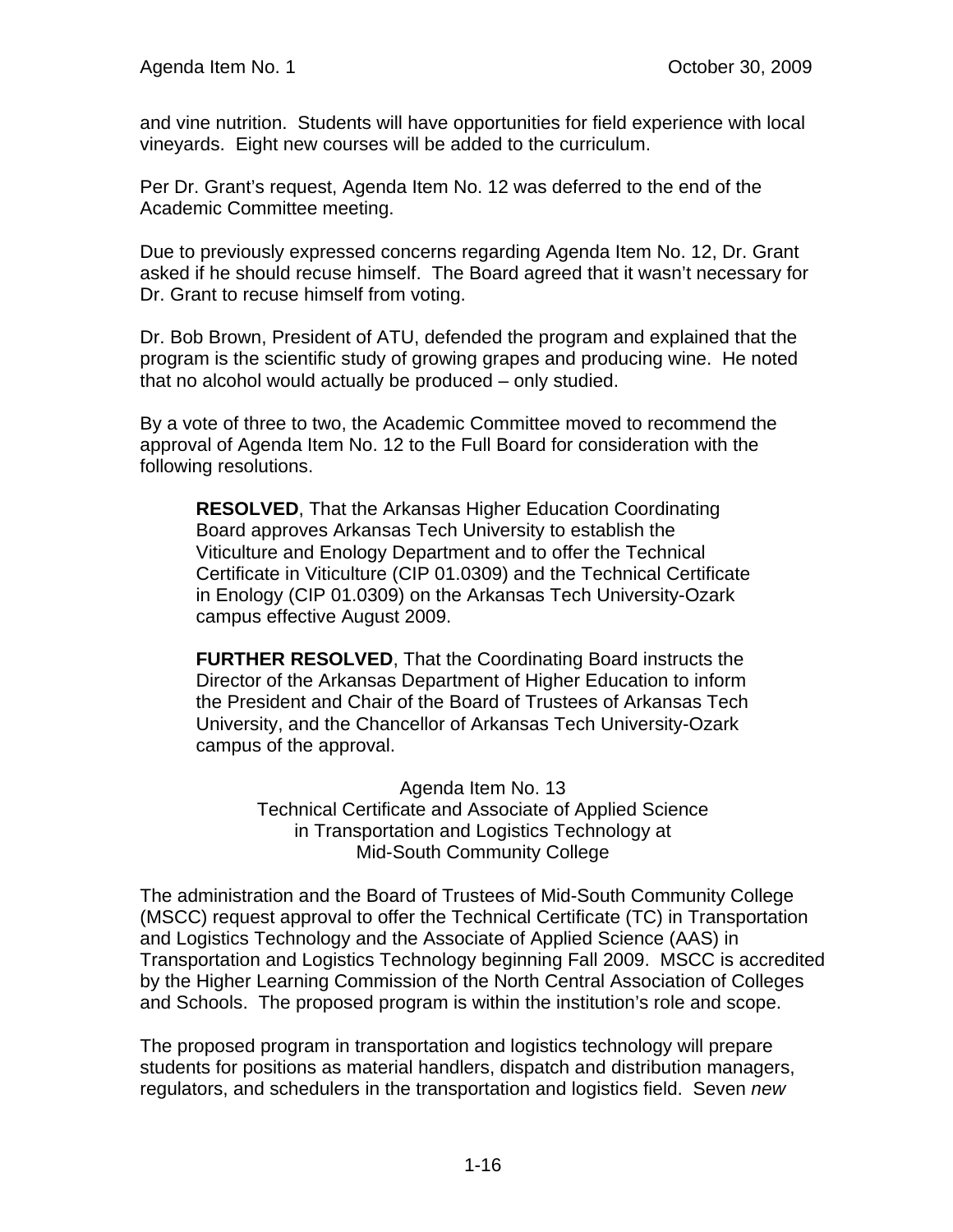and vine nutrition. Students will have opportunities for field experience with local vineyards. Eight new courses will be added to the curriculum.

Per Dr. Grant's request, Agenda Item No. 12 was deferred to the end of the Academic Committee meeting.

Due to previously expressed concerns regarding Agenda Item No. 12, Dr. Grant asked if he should recuse himself. The Board agreed that it wasn't necessary for Dr. Grant to recuse himself from voting.

Dr. Bob Brown, President of ATU, defended the program and explained that the program is the scientific study of growing grapes and producing wine. He noted that no alcohol would actually be produced – only studied.

By a vote of three to two, the Academic Committee moved to recommend the approval of Agenda Item No. 12 to the Full Board for consideration with the following resolutions.

> **RESOLVED**, That the Arkansas Higher Education Coordinating Board approves Arkansas Tech University to establish the Viticulture and Enology Department and to offer the Technical Certificate in Viticulture (CIP 01.0309) and the Technical Certificate in Enology (CIP 01.0309) on the Arkansas Tech University-Ozark campus effective August 2009.
>
> **FURTHER RESOLVED**, That the Coordinating Board instructs the Director of the Arkansas Department of Higher Education to inform the President and Chair of the Board of Trustees of Arkansas Tech University, and the Chancellor of Arkansas Tech University-Ozark campus of the approval.

Agenda Item No. 13
Technical Certificate and Associate of Applied Science in Transportation and Logistics Technology at Mid-South Community College

The administration and the Board of Trustees of Mid-South Community College (MSCC) request approval to offer the Technical Certificate (TC) in Transportation and Logistics Technology and the Associate of Applied Science (AAS) in Transportation and Logistics Technology beginning Fall 2009. MSCC is accredited by the Higher Learning Commission of the North Central Association of Colleges and Schools. The proposed program is within the institution's role and scope.

The proposed program in transportation and logistics technology will prepare students for positions as material handlers, dispatch and distribution managers, regulators, and schedulers in the transportation and logistics field. Seven *new*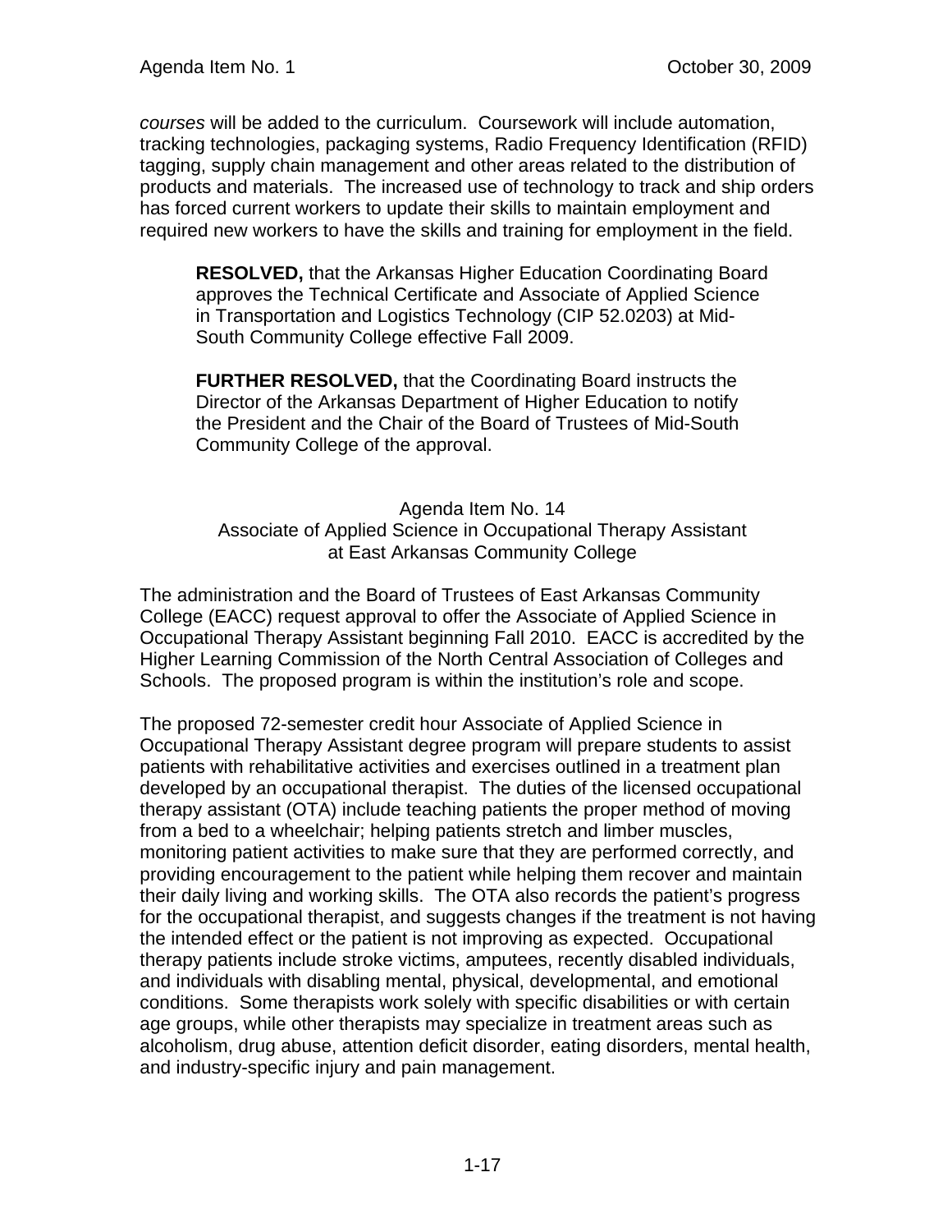*courses* will be added to the curriculum. Coursework will include automation, tracking technologies, packaging systems, Radio Frequency Identification (RFID) tagging, supply chain management and other areas related to the distribution of products and materials. The increased use of technology to track and ship orders has forced current workers to update their skills to maintain employment and required new workers to have the skills and training for employment in the field.

> **RESOLVED,** that the Arkansas Higher Education Coordinating Board approves the Technical Certificate and Associate of Applied Science in Transportation and Logistics Technology (CIP 52.0203) at Mid-South Community College effective Fall 2009.
>
> **FURTHER RESOLVED,** that the Coordinating Board instructs the Director of the Arkansas Department of Higher Education to notify the President and the Chair of the Board of Trustees of Mid-South Community College of the approval.

## Agenda Item No. 14
## Associate of Applied Science in Occupational Therapy Assistant at East Arkansas Community College

The administration and the Board of Trustees of East Arkansas Community College (EACC) request approval to offer the Associate of Applied Science in Occupational Therapy Assistant beginning Fall 2010. EACC is accredited by the Higher Learning Commission of the North Central Association of Colleges and Schools. The proposed program is within the institution's role and scope.

The proposed 72-semester credit hour Associate of Applied Science in Occupational Therapy Assistant degree program will prepare students to assist patients with rehabilitative activities and exercises outlined in a treatment plan developed by an occupational therapist. The duties of the licensed occupational therapy assistant (OTA) include teaching patients the proper method of moving from a bed to a wheelchair; helping patients stretch and limber muscles, monitoring patient activities to make sure that they are performed correctly, and providing encouragement to the patient while helping them recover and maintain their daily living and working skills. The OTA also records the patient's progress for the occupational therapist, and suggests changes if the treatment is not having the intended effect or the patient is not improving as expected. Occupational therapy patients include stroke victims, amputees, recently disabled individuals, and individuals with disabling mental, physical, developmental, and emotional conditions. Some therapists work solely with specific disabilities or with certain age groups, while other therapists may specialize in treatment areas such as alcoholism, drug abuse, attention deficit disorder, eating disorders, mental health, and industry-specific injury and pain management.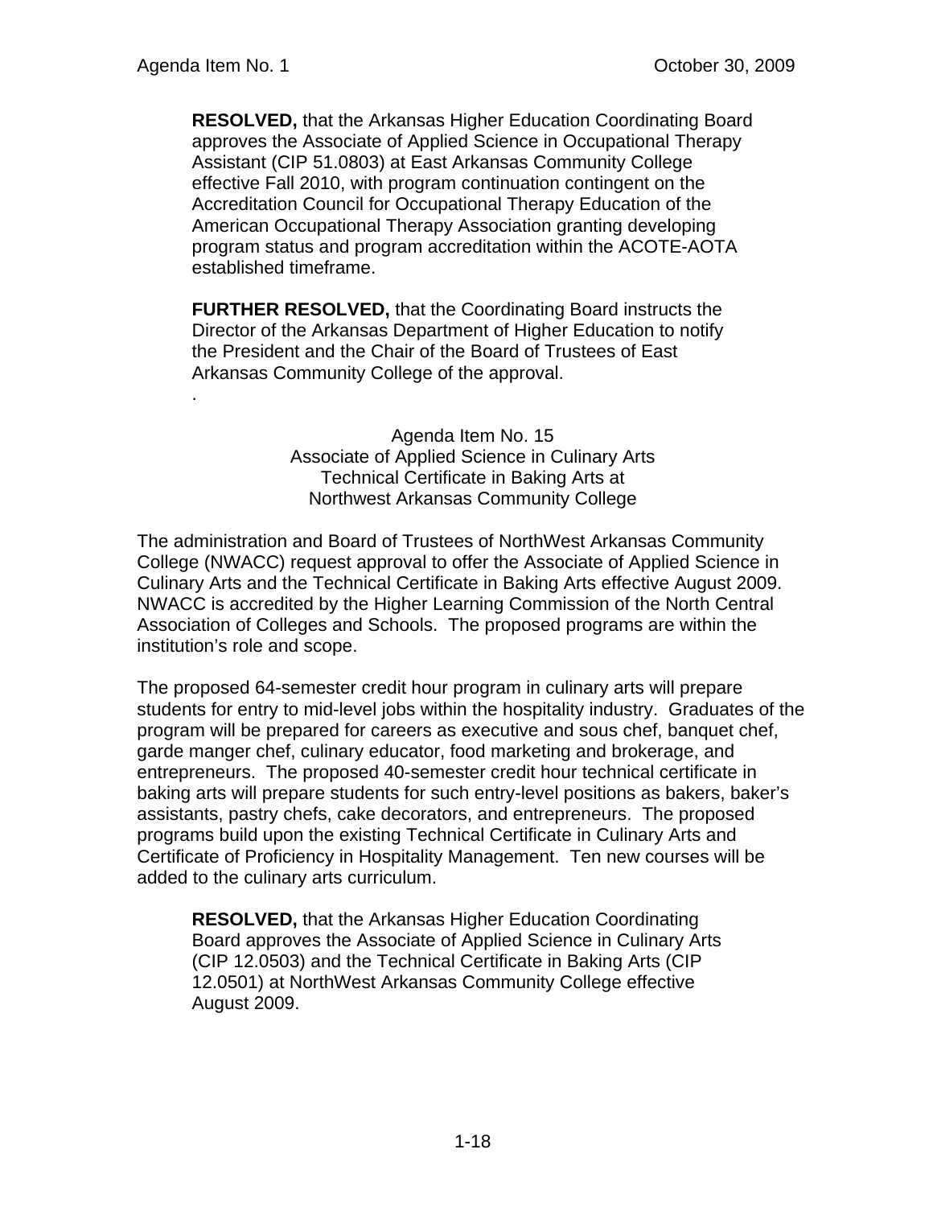**RESOLVED,** that the Arkansas Higher Education Coordinating Board approves the Associate of Applied Science in Occupational Therapy Assistant (CIP 51.0803) at East Arkansas Community College effective Fall 2010, with program continuation contingent on the Accreditation Council for Occupational Therapy Education of the American Occupational Therapy Association granting developing program status and program accreditation within the ACOTE-AOTA established timeframe.

**FURTHER RESOLVED,** that the Coordinating Board instructs the Director of the Arkansas Department of Higher Education to notify the President and the Chair of the Board of Trustees of East Arkansas Community College of the approval.

.

## Agenda Item No. 15
## Associate of Applied Science in Culinary Arts
## Technical Certificate in Baking Arts at
## Northwest Arkansas Community College

The administration and Board of Trustees of NorthWest Arkansas Community College (NWACC) request approval to offer the Associate of Applied Science in Culinary Arts and the Technical Certificate in Baking Arts effective August 2009. NWACC is accredited by the Higher Learning Commission of the North Central Association of Colleges and Schools. The proposed programs are within the institution's role and scope.

The proposed 64-semester credit hour program in culinary arts will prepare students for entry to mid-level jobs within the hospitality industry. Graduates of the program will be prepared for careers as executive and sous chef, banquet chef, garde manger chef, culinary educator, food marketing and brokerage, and entrepreneurs. The proposed 40-semester credit hour technical certificate in baking arts will prepare students for such entry-level positions as bakers, baker's assistants, pastry chefs, cake decorators, and entrepreneurs. The proposed programs build upon the existing Technical Certificate in Culinary Arts and Certificate of Proficiency in Hospitality Management. Ten new courses will be added to the culinary arts curriculum.

**RESOLVED,** that the Arkansas Higher Education Coordinating Board approves the Associate of Applied Science in Culinary Arts (CIP 12.0503) and the Technical Certificate in Baking Arts (CIP 12.0501) at NorthWest Arkansas Community College effective August 2009.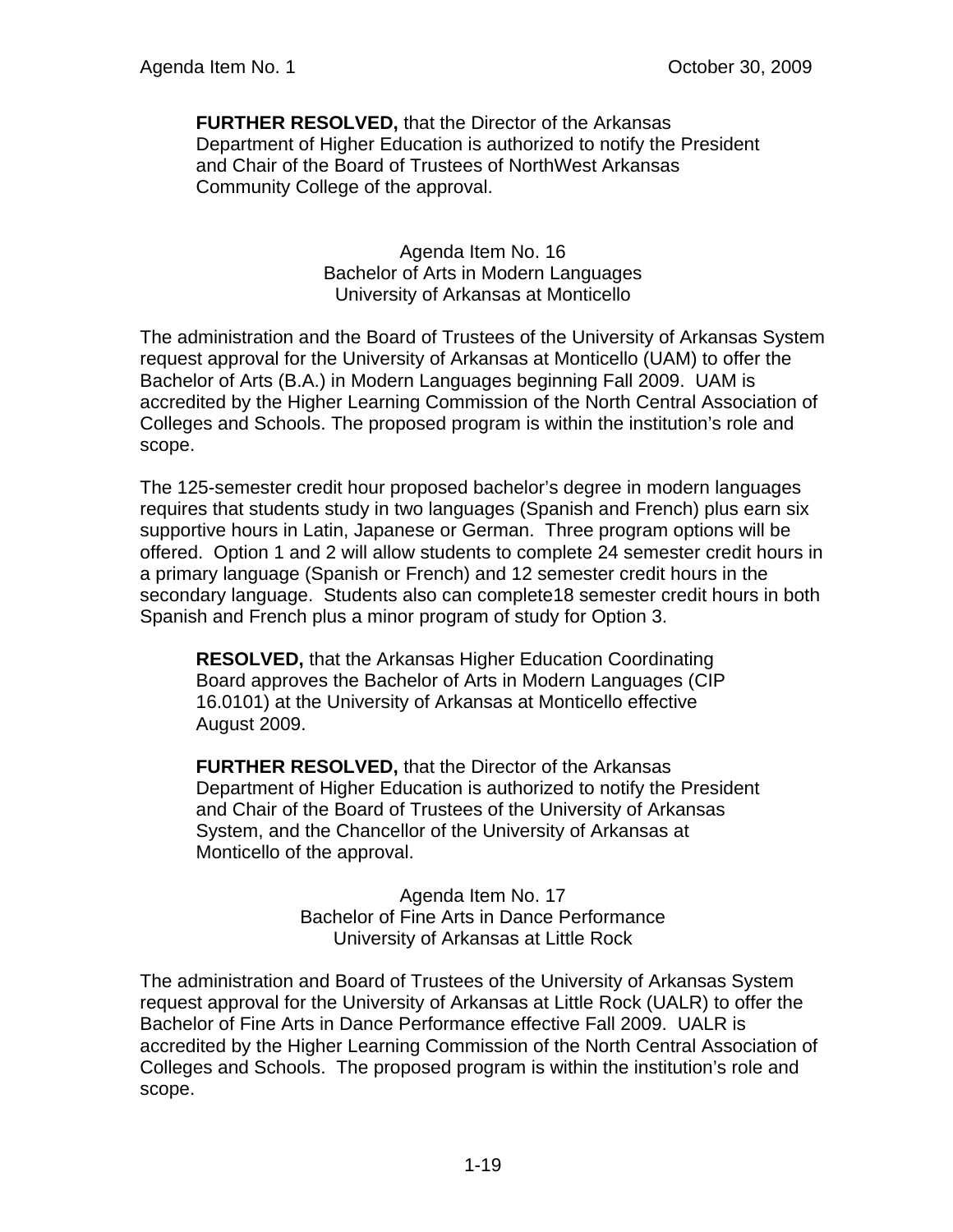**FURTHER RESOLVED,** that the Director of the Arkansas Department of Higher Education is authorized to notify the President and Chair of the Board of Trustees of NorthWest Arkansas Community College of the approval.

Agenda Item No. 16
Bachelor of Arts in Modern Languages
University of Arkansas at Monticello

The administration and the Board of Trustees of the University of Arkansas System request approval for the University of Arkansas at Monticello (UAM) to offer the Bachelor of Arts (B.A.) in Modern Languages beginning Fall 2009. UAM is accredited by the Higher Learning Commission of the North Central Association of Colleges and Schools. The proposed program is within the institution's role and scope.

The 125-semester credit hour proposed bachelor's degree in modern languages requires that students study in two languages (Spanish and French) plus earn six supportive hours in Latin, Japanese or German. Three program options will be offered. Option 1 and 2 will allow students to complete 24 semester credit hours in a primary language (Spanish or French) and 12 semester credit hours in the secondary language. Students also can complete18 semester credit hours in both Spanish and French plus a minor program of study for Option 3.

**RESOLVED,** that the Arkansas Higher Education Coordinating Board approves the Bachelor of Arts in Modern Languages (CIP 16.0101) at the University of Arkansas at Monticello effective August 2009.

**FURTHER RESOLVED,** that the Director of the Arkansas Department of Higher Education is authorized to notify the President and Chair of the Board of Trustees of the University of Arkansas System, and the Chancellor of the University of Arkansas at Monticello of the approval.

Agenda Item No. 17
Bachelor of Fine Arts in Dance Performance
University of Arkansas at Little Rock

The administration and Board of Trustees of the University of Arkansas System request approval for the University of Arkansas at Little Rock (UALR) to offer the Bachelor of Fine Arts in Dance Performance effective Fall 2009. UALR is accredited by the Higher Learning Commission of the North Central Association of Colleges and Schools. The proposed program is within the institution's role and scope.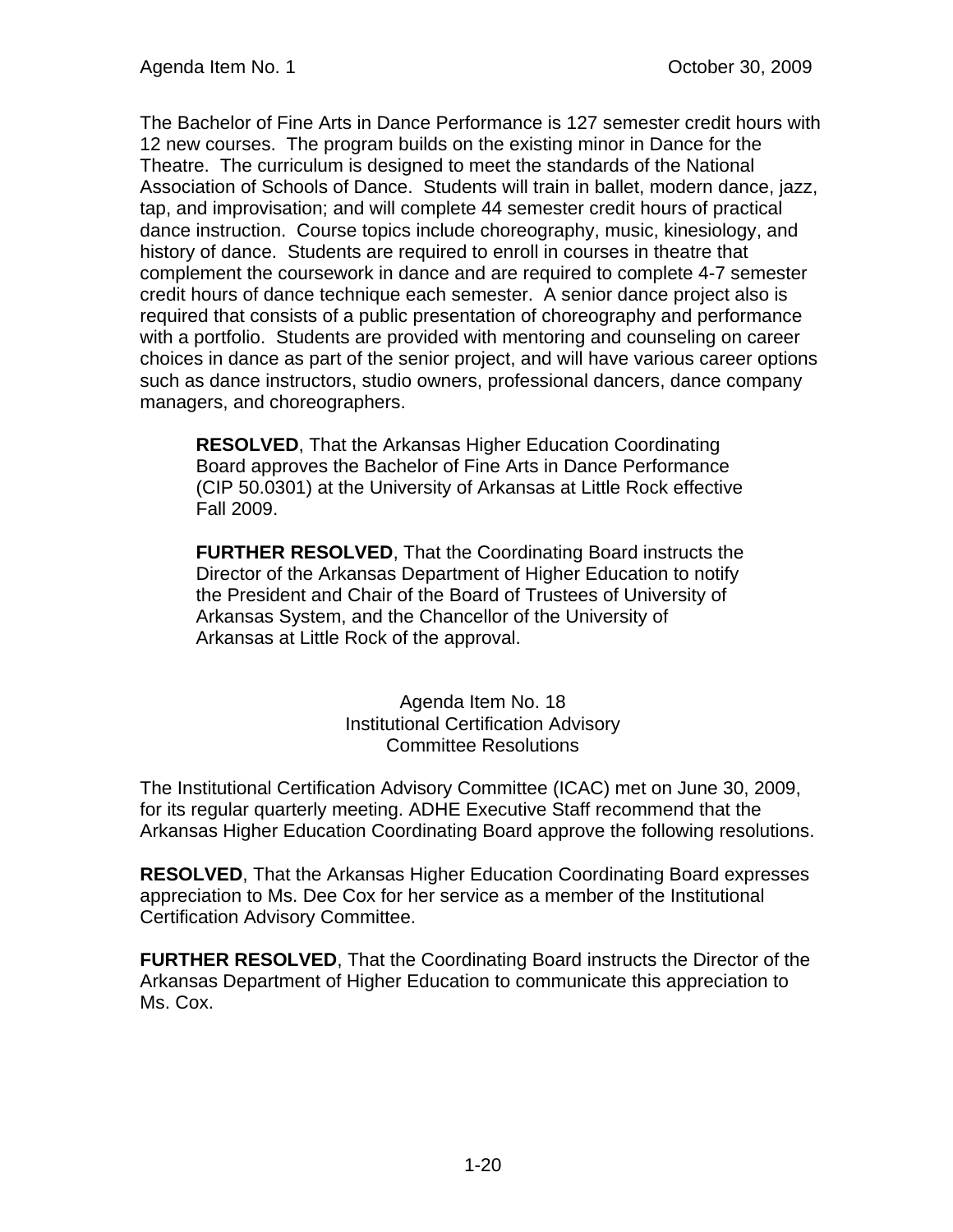The Bachelor of Fine Arts in Dance Performance is 127 semester credit hours with 12 new courses. The program builds on the existing minor in Dance for the Theatre. The curriculum is designed to meet the standards of the National Association of Schools of Dance. Students will train in ballet, modern dance, jazz, tap, and improvisation; and will complete 44 semester credit hours of practical dance instruction. Course topics include choreography, music, kinesiology, and history of dance. Students are required to enroll in courses in theatre that complement the coursework in dance and are required to complete 4-7 semester credit hours of dance technique each semester. A senior dance project also is required that consists of a public presentation of choreography and performance with a portfolio. Students are provided with mentoring and counseling on career choices in dance as part of the senior project, and will have various career options such as dance instructors, studio owners, professional dancers, dance company managers, and choreographers.

> **RESOLVED**, That the Arkansas Higher Education Coordinating Board approves the Bachelor of Fine Arts in Dance Performance (CIP 50.0301) at the University of Arkansas at Little Rock effective Fall 2009.
>
> **FURTHER RESOLVED**, That the Coordinating Board instructs the Director of the Arkansas Department of Higher Education to notify the President and Chair of the Board of Trustees of University of Arkansas System, and the Chancellor of the University of Arkansas at Little Rock of the approval.

## Agenda Item No. 18
## Institutional Certification Advisory Committee Resolutions

The Institutional Certification Advisory Committee (ICAC) met on June 30, 2009, for its regular quarterly meeting. ADHE Executive Staff recommend that the Arkansas Higher Education Coordinating Board approve the following resolutions.

**RESOLVED**, That the Arkansas Higher Education Coordinating Board expresses appreciation to Ms. Dee Cox for her service as a member of the Institutional Certification Advisory Committee.

**FURTHER RESOLVED**, That the Coordinating Board instructs the Director of the Arkansas Department of Higher Education to communicate this appreciation to Ms. Cox.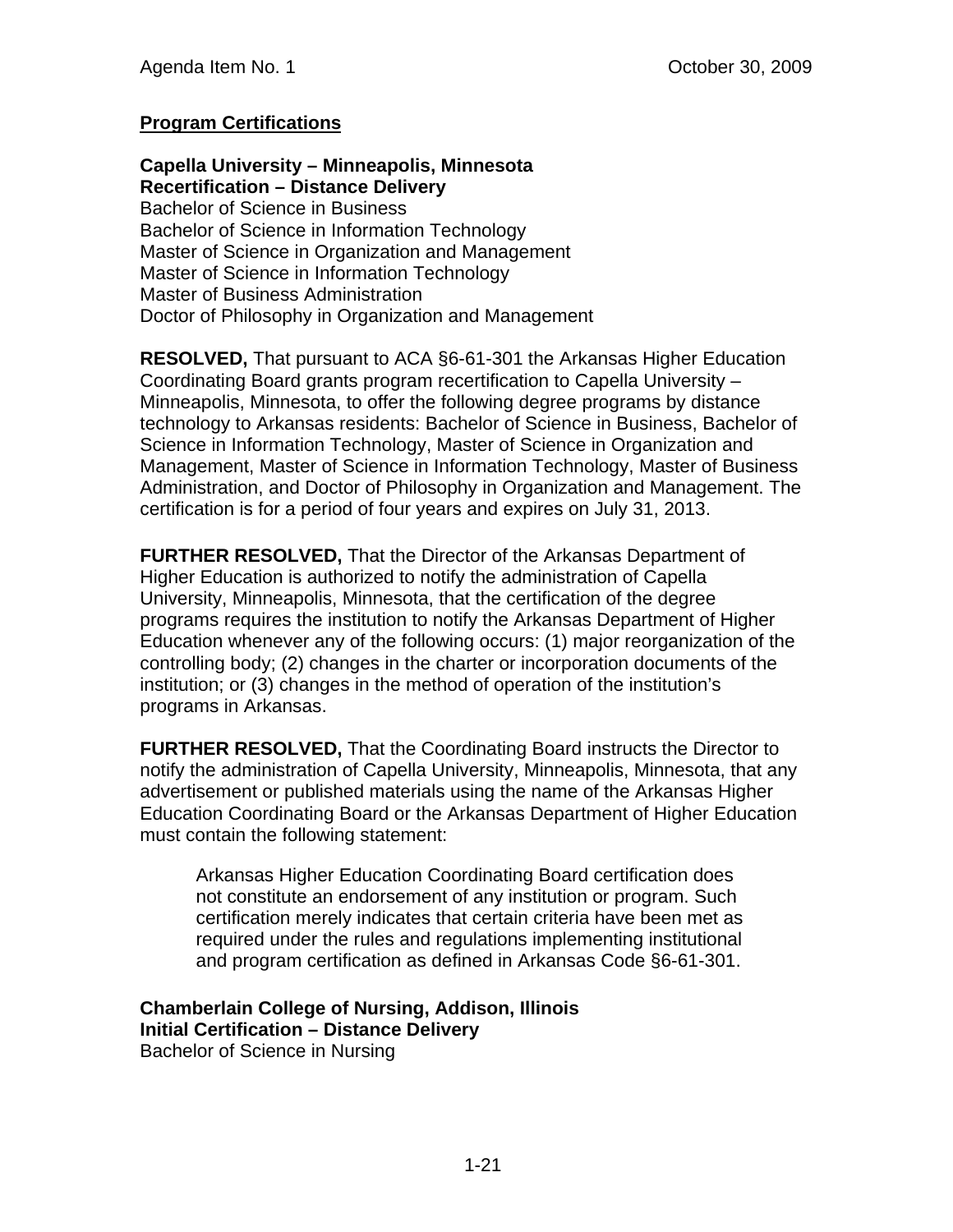Agenda Item No. 1 October 30, 2009

**Program Certifications**

**Capella University – Minneapolis, Minnesota**
**Recertification – Distance Delivery**
Bachelor of Science in Business
Bachelor of Science in Information Technology
Master of Science in Organization and Management
Master of Science in Information Technology
Master of Business Administration
Doctor of Philosophy in Organization and Management

**RESOLVED,** That pursuant to ACA §6-61-301 the Arkansas Higher Education Coordinating Board grants program recertification to Capella University – Minneapolis, Minnesota, to offer the following degree programs by distance technology to Arkansas residents: Bachelor of Science in Business, Bachelor of Science in Information Technology, Master of Science in Organization and Management, Master of Science in Information Technology, Master of Business Administration, and Doctor of Philosophy in Organization and Management. The certification is for a period of four years and expires on July 31, 2013.

**FURTHER RESOLVED,** That the Director of the Arkansas Department of Higher Education is authorized to notify the administration of Capella University, Minneapolis, Minnesota, that the certification of the degree programs requires the institution to notify the Arkansas Department of Higher Education whenever any of the following occurs: (1) major reorganization of the controlling body; (2) changes in the charter or incorporation documents of the institution; or (3) changes in the method of operation of the institution's programs in Arkansas.

**FURTHER RESOLVED,** That the Coordinating Board instructs the Director to notify the administration of Capella University, Minneapolis, Minnesota, that any advertisement or published materials using the name of the Arkansas Higher Education Coordinating Board or the Arkansas Department of Higher Education must contain the following statement:

> Arkansas Higher Education Coordinating Board certification does not constitute an endorsement of any institution or program. Such certification merely indicates that certain criteria have been met as required under the rules and regulations implementing institutional and program certification as defined in Arkansas Code §6-61-301.

**Chamberlain College of Nursing, Addison, Illinois**
**Initial Certification – Distance Delivery**
Bachelor of Science in Nursing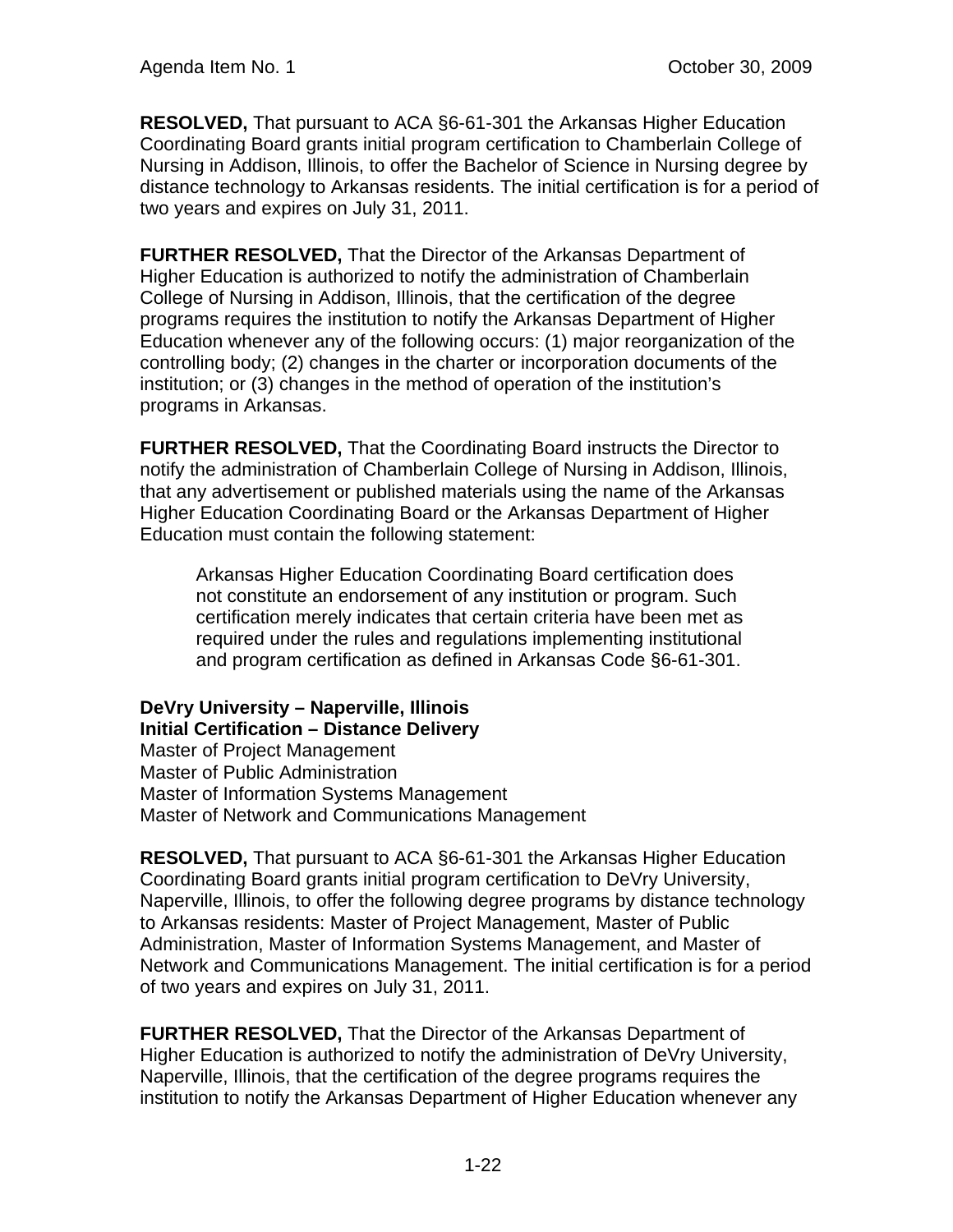**RESOLVED,** That pursuant to ACA §6-61-301 the Arkansas Higher Education Coordinating Board grants initial program certification to Chamberlain College of Nursing in Addison, Illinois, to offer the Bachelor of Science in Nursing degree by distance technology to Arkansas residents. The initial certification is for a period of two years and expires on July 31, 2011.

**FURTHER RESOLVED,** That the Director of the Arkansas Department of Higher Education is authorized to notify the administration of Chamberlain College of Nursing in Addison, Illinois, that the certification of the degree programs requires the institution to notify the Arkansas Department of Higher Education whenever any of the following occurs: (1) major reorganization of the controlling body; (2) changes in the charter or incorporation documents of the institution; or (3) changes in the method of operation of the institution's programs in Arkansas.

**FURTHER RESOLVED,** That the Coordinating Board instructs the Director to notify the administration of Chamberlain College of Nursing in Addison, Illinois, that any advertisement or published materials using the name of the Arkansas Higher Education Coordinating Board or the Arkansas Department of Higher Education must contain the following statement:

> Arkansas Higher Education Coordinating Board certification does not constitute an endorsement of any institution or program. Such certification merely indicates that certain criteria have been met as required under the rules and regulations implementing institutional and program certification as defined in Arkansas Code §6-61-301.

**DeVry University – Naperville, Illinois**
**Initial Certification – Distance Delivery**
Master of Project Management
Master of Public Administration
Master of Information Systems Management
Master of Network and Communications Management

**RESOLVED,** That pursuant to ACA §6-61-301 the Arkansas Higher Education Coordinating Board grants initial program certification to DeVry University, Naperville, Illinois, to offer the following degree programs by distance technology to Arkansas residents: Master of Project Management, Master of Public Administration, Master of Information Systems Management, and Master of Network and Communications Management. The initial certification is for a period of two years and expires on July 31, 2011.

**FURTHER RESOLVED,** That the Director of the Arkansas Department of Higher Education is authorized to notify the administration of DeVry University, Naperville, Illinois, that the certification of the degree programs requires the institution to notify the Arkansas Department of Higher Education whenever any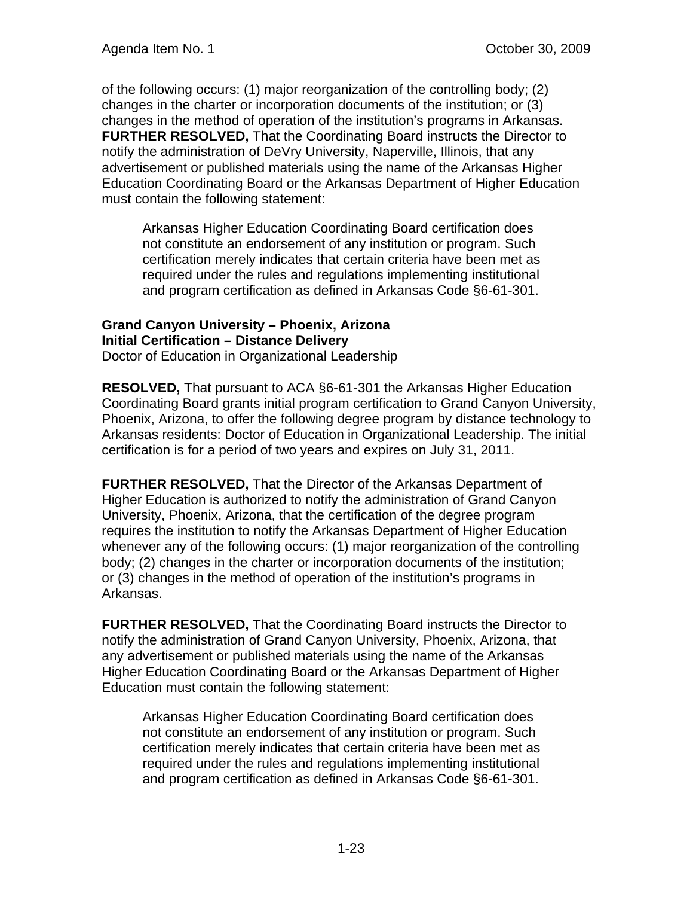of the following occurs: (1) major reorganization of the controlling body; (2) changes in the charter or incorporation documents of the institution; or (3) changes in the method of operation of the institution's programs in Arkansas. **FURTHER RESOLVED,** That the Coordinating Board instructs the Director to notify the administration of DeVry University, Naperville, Illinois, that any advertisement or published materials using the name of the Arkansas Higher Education Coordinating Board or the Arkansas Department of Higher Education must contain the following statement:

> Arkansas Higher Education Coordinating Board certification does not constitute an endorsement of any institution or program. Such certification merely indicates that certain criteria have been met as required under the rules and regulations implementing institutional and program certification as defined in Arkansas Code §6-61-301.

**Grand Canyon University – Phoenix, Arizona**
**Initial Certification – Distance Delivery**
Doctor of Education in Organizational Leadership

**RESOLVED,** That pursuant to ACA §6-61-301 the Arkansas Higher Education Coordinating Board grants initial program certification to Grand Canyon University, Phoenix, Arizona, to offer the following degree program by distance technology to Arkansas residents: Doctor of Education in Organizational Leadership. The initial certification is for a period of two years and expires on July 31, 2011.

**FURTHER RESOLVED,** That the Director of the Arkansas Department of Higher Education is authorized to notify the administration of Grand Canyon University, Phoenix, Arizona, that the certification of the degree program requires the institution to notify the Arkansas Department of Higher Education whenever any of the following occurs: (1) major reorganization of the controlling body; (2) changes in the charter or incorporation documents of the institution; or (3) changes in the method of operation of the institution's programs in Arkansas.

**FURTHER RESOLVED,** That the Coordinating Board instructs the Director to notify the administration of Grand Canyon University, Phoenix, Arizona, that any advertisement or published materials using the name of the Arkansas Higher Education Coordinating Board or the Arkansas Department of Higher Education must contain the following statement:

> Arkansas Higher Education Coordinating Board certification does not constitute an endorsement of any institution or program. Such certification merely indicates that certain criteria have been met as required under the rules and regulations implementing institutional and program certification as defined in Arkansas Code §6-61-301.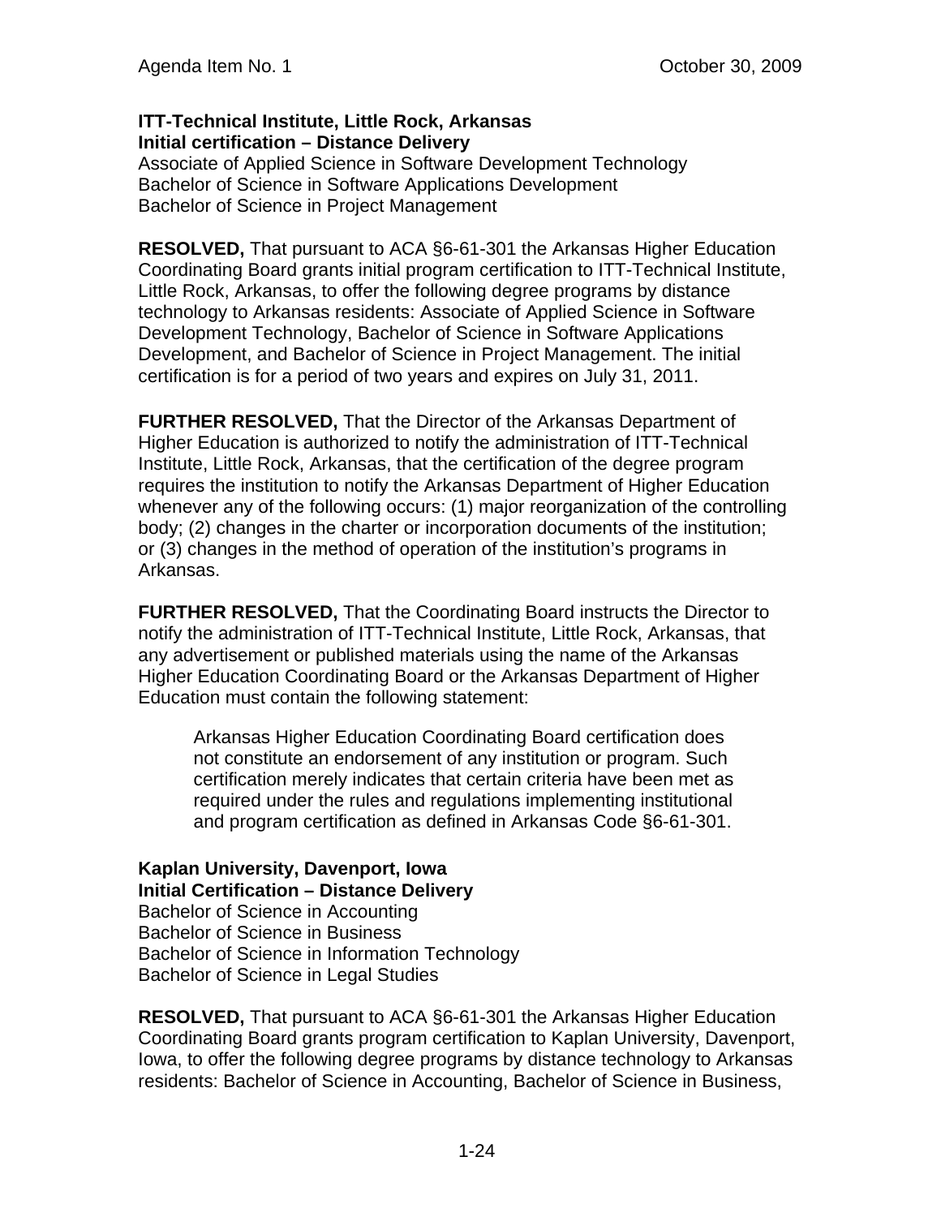**ITT-Technical Institute, Little Rock, Arkansas**
**Initial certification – Distance Delivery**
Associate of Applied Science in Software Development Technology
Bachelor of Science in Software Applications Development
Bachelor of Science in Project Management

**RESOLVED,** That pursuant to ACA §6-61-301 the Arkansas Higher Education Coordinating Board grants initial program certification to ITT-Technical Institute, Little Rock, Arkansas, to offer the following degree programs by distance technology to Arkansas residents: Associate of Applied Science in Software Development Technology, Bachelor of Science in Software Applications Development, and Bachelor of Science in Project Management. The initial certification is for a period of two years and expires on July 31, 2011.

**FURTHER RESOLVED,** That the Director of the Arkansas Department of Higher Education is authorized to notify the administration of ITT-Technical Institute, Little Rock, Arkansas, that the certification of the degree program requires the institution to notify the Arkansas Department of Higher Education whenever any of the following occurs: (1) major reorganization of the controlling body; (2) changes in the charter or incorporation documents of the institution; or (3) changes in the method of operation of the institution's programs in Arkansas.

**FURTHER RESOLVED,** That the Coordinating Board instructs the Director to notify the administration of ITT-Technical Institute, Little Rock, Arkansas, that any advertisement or published materials using the name of the Arkansas Higher Education Coordinating Board or the Arkansas Department of Higher Education must contain the following statement:

> Arkansas Higher Education Coordinating Board certification does not constitute an endorsement of any institution or program. Such certification merely indicates that certain criteria have been met as required under the rules and regulations implementing institutional and program certification as defined in Arkansas Code §6-61-301.

**Kaplan University, Davenport, Iowa**
**Initial Certification – Distance Delivery**
Bachelor of Science in Accounting
Bachelor of Science in Business
Bachelor of Science in Information Technology
Bachelor of Science in Legal Studies

**RESOLVED,** That pursuant to ACA §6-61-301 the Arkansas Higher Education Coordinating Board grants program certification to Kaplan University, Davenport, Iowa, to offer the following degree programs by distance technology to Arkansas residents: Bachelor of Science in Accounting, Bachelor of Science in Business,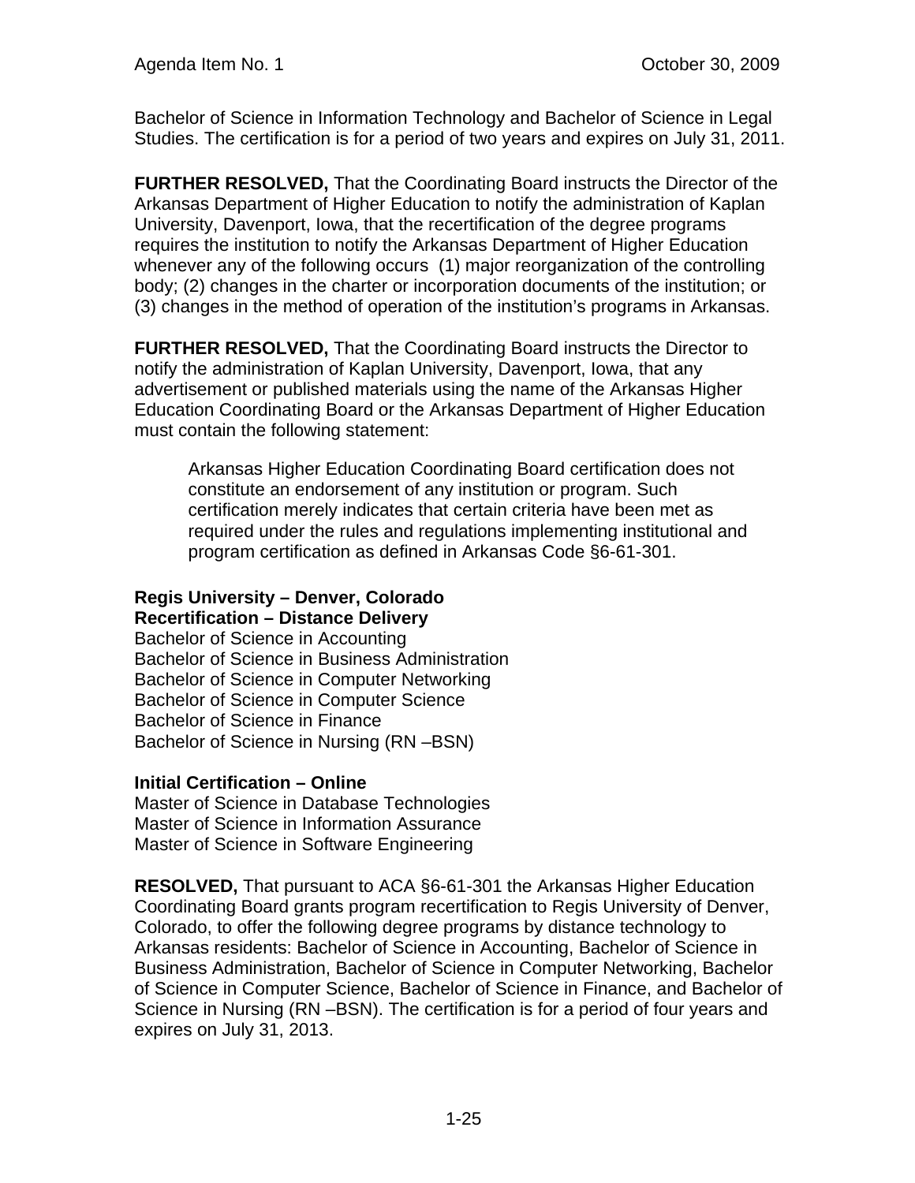Bachelor of Science in Information Technology and Bachelor of Science in Legal Studies. The certification is for a period of two years and expires on July 31, 2011.

**FURTHER RESOLVED,** That the Coordinating Board instructs the Director of the Arkansas Department of Higher Education to notify the administration of Kaplan University, Davenport, Iowa, that the recertification of the degree programs requires the institution to notify the Arkansas Department of Higher Education whenever any of the following occurs (1) major reorganization of the controlling body; (2) changes in the charter or incorporation documents of the institution; or (3) changes in the method of operation of the institution's programs in Arkansas.

**FURTHER RESOLVED,** That the Coordinating Board instructs the Director to notify the administration of Kaplan University, Davenport, Iowa, that any advertisement or published materials using the name of the Arkansas Higher Education Coordinating Board or the Arkansas Department of Higher Education must contain the following statement:

> Arkansas Higher Education Coordinating Board certification does not constitute an endorsement of any institution or program. Such certification merely indicates that certain criteria have been met as required under the rules and regulations implementing institutional and program certification as defined in Arkansas Code §6-61-301.

**Regis University – Denver, Colorado**
**Recertification – Distance Delivery**

Bachelor of Science in Accounting
Bachelor of Science in Business Administration
Bachelor of Science in Computer Networking
Bachelor of Science in Computer Science
Bachelor of Science in Finance
Bachelor of Science in Nursing (RN –BSN)

**Initial Certification – Online**

Master of Science in Database Technologies
Master of Science in Information Assurance
Master of Science in Software Engineering

**RESOLVED,** That pursuant to ACA §6-61-301 the Arkansas Higher Education Coordinating Board grants program recertification to Regis University of Denver, Colorado, to offer the following degree programs by distance technology to Arkansas residents: Bachelor of Science in Accounting, Bachelor of Science in Business Administration, Bachelor of Science in Computer Networking, Bachelor of Science in Computer Science, Bachelor of Science in Finance, and Bachelor of Science in Nursing (RN –BSN). The certification is for a period of four years and expires on July 31, 2013.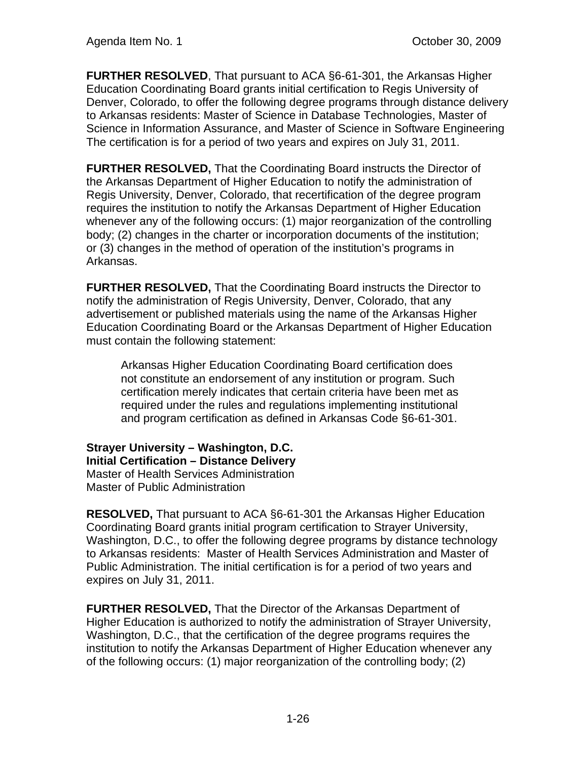**FURTHER RESOLVED**, That pursuant to ACA §6-61-301, the Arkansas Higher Education Coordinating Board grants initial certification to Regis University of Denver, Colorado, to offer the following degree programs through distance delivery to Arkansas residents: Master of Science in Database Technologies, Master of Science in Information Assurance, and Master of Science in Software Engineering The certification is for a period of two years and expires on July 31, 2011.

**FURTHER RESOLVED,** That the Coordinating Board instructs the Director of the Arkansas Department of Higher Education to notify the administration of Regis University, Denver, Colorado, that recertification of the degree program requires the institution to notify the Arkansas Department of Higher Education whenever any of the following occurs: (1) major reorganization of the controlling body; (2) changes in the charter or incorporation documents of the institution; or (3) changes in the method of operation of the institution's programs in Arkansas.

**FURTHER RESOLVED,** That the Coordinating Board instructs the Director to notify the administration of Regis University, Denver, Colorado, that any advertisement or published materials using the name of the Arkansas Higher Education Coordinating Board or the Arkansas Department of Higher Education must contain the following statement:

> Arkansas Higher Education Coordinating Board certification does not constitute an endorsement of any institution or program. Such certification merely indicates that certain criteria have been met as required under the rules and regulations implementing institutional and program certification as defined in Arkansas Code §6-61-301.

**Strayer University – Washington, D.C.**
**Initial Certification – Distance Delivery**
Master of Health Services Administration
Master of Public Administration

**RESOLVED,** That pursuant to ACA §6-61-301 the Arkansas Higher Education Coordinating Board grants initial program certification to Strayer University, Washington, D.C., to offer the following degree programs by distance technology to Arkansas residents: Master of Health Services Administration and Master of Public Administration. The initial certification is for a period of two years and expires on July 31, 2011.

**FURTHER RESOLVED,** That the Director of the Arkansas Department of Higher Education is authorized to notify the administration of Strayer University, Washington, D.C., that the certification of the degree programs requires the institution to notify the Arkansas Department of Higher Education whenever any of the following occurs: (1) major reorganization of the controlling body; (2)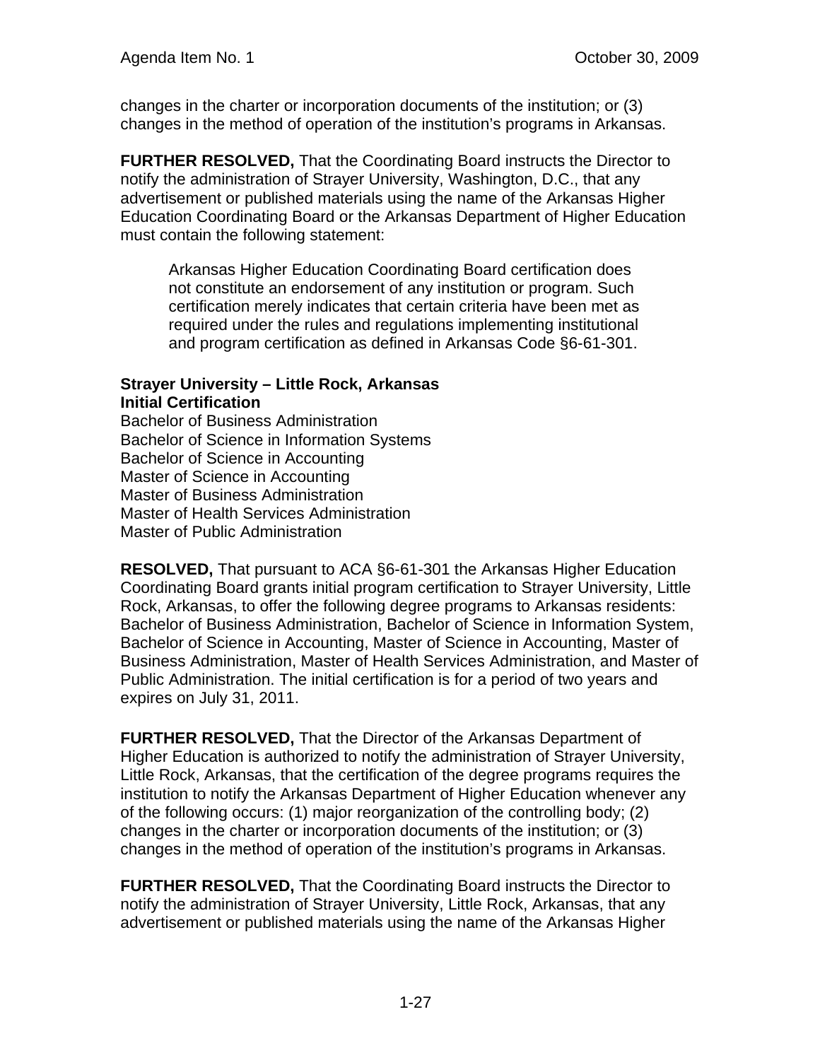changes in the charter or incorporation documents of the institution; or (3) changes in the method of operation of the institution's programs in Arkansas.

**FURTHER RESOLVED,** That the Coordinating Board instructs the Director to notify the administration of Strayer University, Washington, D.C., that any advertisement or published materials using the name of the Arkansas Higher Education Coordinating Board or the Arkansas Department of Higher Education must contain the following statement:

> Arkansas Higher Education Coordinating Board certification does not constitute an endorsement of any institution or program. Such certification merely indicates that certain criteria have been met as required under the rules and regulations implementing institutional and program certification as defined in Arkansas Code §6-61-301.

**Strayer University – Little Rock, Arkansas**
**Initial Certification**
Bachelor of Business Administration
Bachelor of Science in Information Systems
Bachelor of Science in Accounting
Master of Science in Accounting
Master of Business Administration
Master of Health Services Administration
Master of Public Administration

**RESOLVED,** That pursuant to ACA §6-61-301 the Arkansas Higher Education Coordinating Board grants initial program certification to Strayer University, Little Rock, Arkansas, to offer the following degree programs to Arkansas residents: Bachelor of Business Administration, Bachelor of Science in Information System, Bachelor of Science in Accounting, Master of Science in Accounting, Master of Business Administration, Master of Health Services Administration, and Master of Public Administration. The initial certification is for a period of two years and expires on July 31, 2011.

**FURTHER RESOLVED,** That the Director of the Arkansas Department of Higher Education is authorized to notify the administration of Strayer University, Little Rock, Arkansas, that the certification of the degree programs requires the institution to notify the Arkansas Department of Higher Education whenever any of the following occurs: (1) major reorganization of the controlling body; (2) changes in the charter or incorporation documents of the institution; or (3) changes in the method of operation of the institution's programs in Arkansas.

**FURTHER RESOLVED,** That the Coordinating Board instructs the Director to notify the administration of Strayer University, Little Rock, Arkansas, that any advertisement or published materials using the name of the Arkansas Higher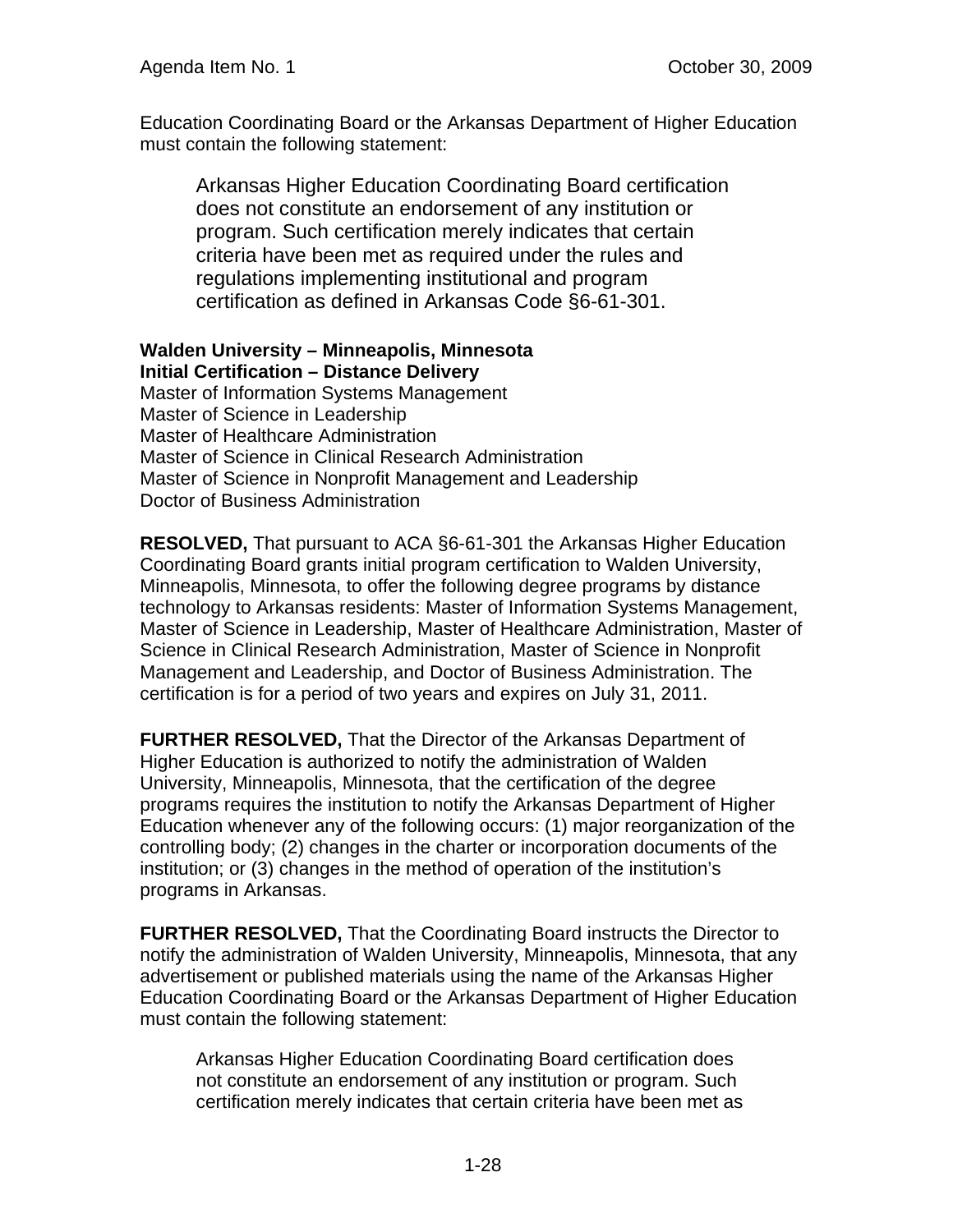Education Coordinating Board or the Arkansas Department of Higher Education must contain the following statement:

> Arkansas Higher Education Coordinating Board certification does not constitute an endorsement of any institution or program. Such certification merely indicates that certain criteria have been met as required under the rules and regulations implementing institutional and program certification as defined in Arkansas Code §6-61-301.

**Walden University – Minneapolis, Minnesota**
**Initial Certification – Distance Delivery**
Master of Information Systems Management
Master of Science in Leadership
Master of Healthcare Administration
Master of Science in Clinical Research Administration
Master of Science in Nonprofit Management and Leadership
Doctor of Business Administration

**RESOLVED,** That pursuant to ACA §6-61-301 the Arkansas Higher Education Coordinating Board grants initial program certification to Walden University, Minneapolis, Minnesota, to offer the following degree programs by distance technology to Arkansas residents: Master of Information Systems Management, Master of Science in Leadership, Master of Healthcare Administration, Master of Science in Clinical Research Administration, Master of Science in Nonprofit Management and Leadership, and Doctor of Business Administration. The certification is for a period of two years and expires on July 31, 2011.

**FURTHER RESOLVED,** That the Director of the Arkansas Department of Higher Education is authorized to notify the administration of Walden University, Minneapolis, Minnesota, that the certification of the degree programs requires the institution to notify the Arkansas Department of Higher Education whenever any of the following occurs: (1) major reorganization of the controlling body; (2) changes in the charter or incorporation documents of the institution; or (3) changes in the method of operation of the institution's programs in Arkansas.

**FURTHER RESOLVED,** That the Coordinating Board instructs the Director to notify the administration of Walden University, Minneapolis, Minnesota, that any advertisement or published materials using the name of the Arkansas Higher Education Coordinating Board or the Arkansas Department of Higher Education must contain the following statement:

> Arkansas Higher Education Coordinating Board certification does not constitute an endorsement of any institution or program. Such certification merely indicates that certain criteria have been met as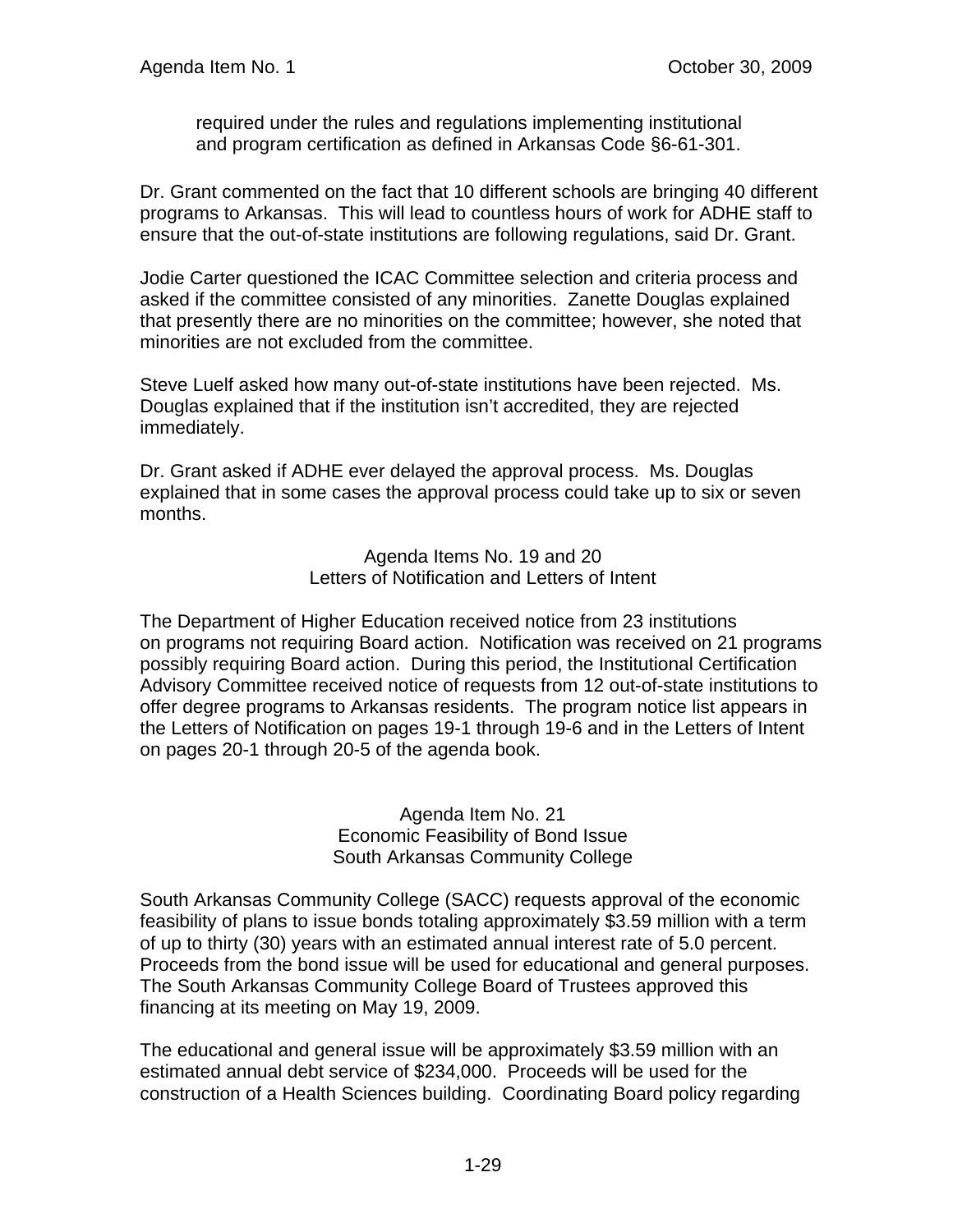required under the rules and regulations implementing institutional and program certification as defined in Arkansas Code §6-61-301.

Dr. Grant commented on the fact that 10 different schools are bringing 40 different programs to Arkansas. This will lead to countless hours of work for ADHE staff to ensure that the out-of-state institutions are following regulations, said Dr. Grant.

Jodie Carter questioned the ICAC Committee selection and criteria process and asked if the committee consisted of any minorities. Zanette Douglas explained that presently there are no minorities on the committee; however, she noted that minorities are not excluded from the committee.

Steve Luelf asked how many out-of-state institutions have been rejected. Ms. Douglas explained that if the institution isn't accredited, they are rejected immediately.

Dr. Grant asked if ADHE ever delayed the approval process. Ms. Douglas explained that in some cases the approval process could take up to six or seven months.

### Agenda Items No. 19 and 20
### Letters of Notification and Letters of Intent

The Department of Higher Education received notice from 23 institutions on programs not requiring Board action. Notification was received on 21 programs possibly requiring Board action. During this period, the Institutional Certification Advisory Committee received notice of requests from 12 out-of-state institutions to offer degree programs to Arkansas residents. The program notice list appears in the Letters of Notification on pages 19-1 through 19-6 and in the Letters of Intent on pages 20-1 through 20-5 of the agenda book.

### Agenda Item No. 21
### Economic Feasibility of Bond Issue
### South Arkansas Community College

South Arkansas Community College (SACC) requests approval of the economic feasibility of plans to issue bonds totaling approximately $3.59 million with a term of up to thirty (30) years with an estimated annual interest rate of 5.0 percent. Proceeds from the bond issue will be used for educational and general purposes. The South Arkansas Community College Board of Trustees approved this financing at its meeting on May 19, 2009.

The educational and general issue will be approximately $3.59 million with an estimated annual debt service of $234,000. Proceeds will be used for the construction of a Health Sciences building. Coordinating Board policy regarding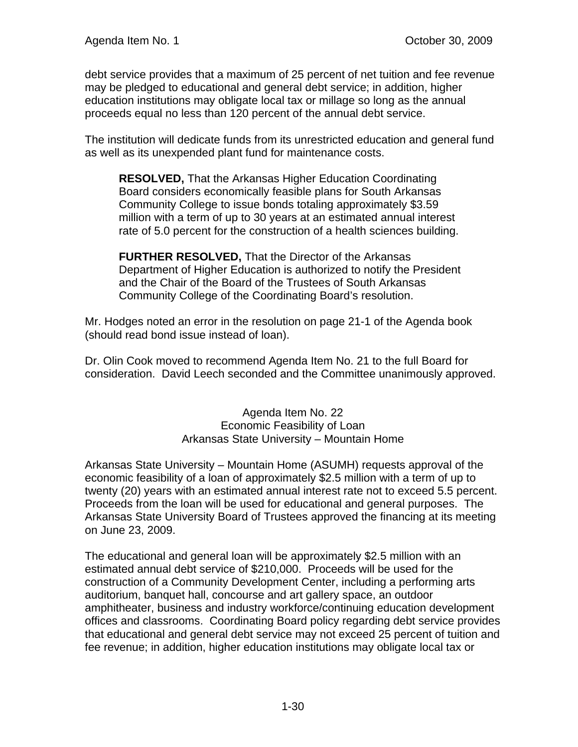debt service provides that a maximum of 25 percent of net tuition and fee revenue may be pledged to educational and general debt service; in addition, higher education institutions may obligate local tax or millage so long as the annual proceeds equal no less than 120 percent of the annual debt service.

The institution will dedicate funds from its unrestricted education and general fund as well as its unexpended plant fund for maintenance costs.

> **RESOLVED,** That the Arkansas Higher Education Coordinating Board considers economically feasible plans for South Arkansas Community College to issue bonds totaling approximately $3.59 million with a term of up to 30 years at an estimated annual interest rate of 5.0 percent for the construction of a health sciences building.
>
> **FURTHER RESOLVED,** That the Director of the Arkansas Department of Higher Education is authorized to notify the President and the Chair of the Board of the Trustees of South Arkansas Community College of the Coordinating Board's resolution.

Mr. Hodges noted an error in the resolution on page 21-1 of the Agenda book (should read bond issue instead of loan).

Dr. Olin Cook moved to recommend Agenda Item No. 21 to the full Board for consideration. David Leech seconded and the Committee unanimously approved.

## Agenda Item No. 22
## Economic Feasibility of Loan
## Arkansas State University – Mountain Home

Arkansas State University – Mountain Home (ASUMH) requests approval of the economic feasibility of a loan of approximately $2.5 million with a term of up to twenty (20) years with an estimated annual interest rate not to exceed 5.5 percent. Proceeds from the loan will be used for educational and general purposes. The Arkansas State University Board of Trustees approved the financing at its meeting on June 23, 2009.

The educational and general loan will be approximately $2.5 million with an estimated annual debt service of $210,000. Proceeds will be used for the construction of a Community Development Center, including a performing arts auditorium, banquet hall, concourse and art gallery space, an outdoor amphitheater, business and industry workforce/continuing education development offices and classrooms. Coordinating Board policy regarding debt service provides that educational and general debt service may not exceed 25 percent of tuition and fee revenue; in addition, higher education institutions may obligate local tax or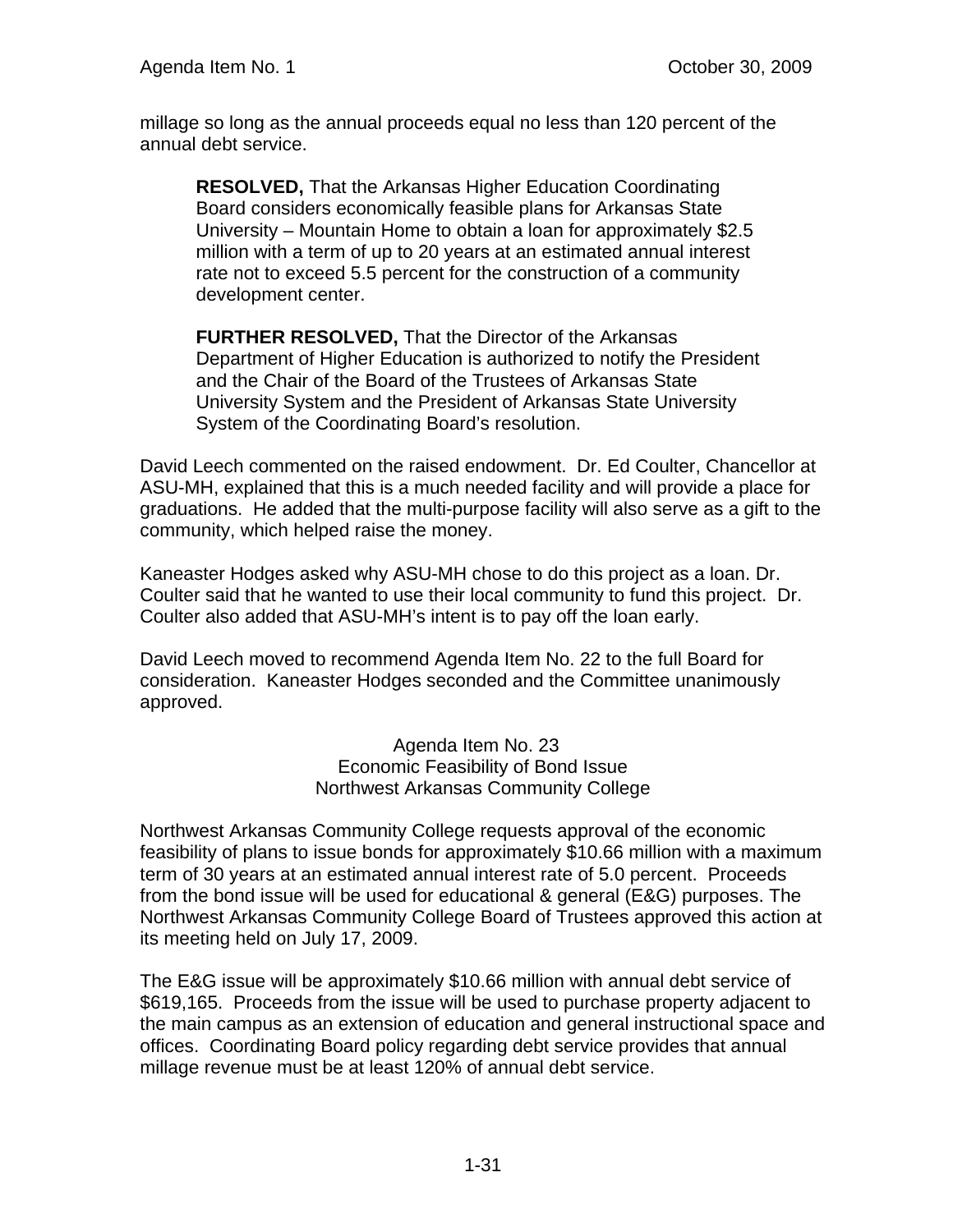millage so long as the annual proceeds equal no less than 120 percent of the annual debt service.

> **RESOLVED,** That the Arkansas Higher Education Coordinating Board considers economically feasible plans for Arkansas State University – Mountain Home to obtain a loan for approximately $2.5 million with a term of up to 20 years at an estimated annual interest rate not to exceed 5.5 percent for the construction of a community development center.
>
> **FURTHER RESOLVED,** That the Director of the Arkansas Department of Higher Education is authorized to notify the President and the Chair of the Board of the Trustees of Arkansas State University System and the President of Arkansas State University System of the Coordinating Board's resolution.

David Leech commented on the raised endowment. Dr. Ed Coulter, Chancellor at ASU-MH, explained that this is a much needed facility and will provide a place for graduations. He added that the multi-purpose facility will also serve as a gift to the community, which helped raise the money.

Kaneaster Hodges asked why ASU-MH chose to do this project as a loan. Dr. Coulter said that he wanted to use their local community to fund this project. Dr. Coulter also added that ASU-MH's intent is to pay off the loan early.

David Leech moved to recommend Agenda Item No. 22 to the full Board for consideration. Kaneaster Hodges seconded and the Committee unanimously approved.

Agenda Item No. 23
Economic Feasibility of Bond Issue
Northwest Arkansas Community College

Northwest Arkansas Community College requests approval of the economic feasibility of plans to issue bonds for approximately $10.66 million with a maximum term of 30 years at an estimated annual interest rate of 5.0 percent. Proceeds from the bond issue will be used for educational & general (E&G) purposes. The Northwest Arkansas Community College Board of Trustees approved this action at its meeting held on July 17, 2009.

The E&G issue will be approximately $10.66 million with annual debt service of $619,165. Proceeds from the issue will be used to purchase property adjacent to the main campus as an extension of education and general instructional space and offices. Coordinating Board policy regarding debt service provides that annual millage revenue must be at least 120% of annual debt service.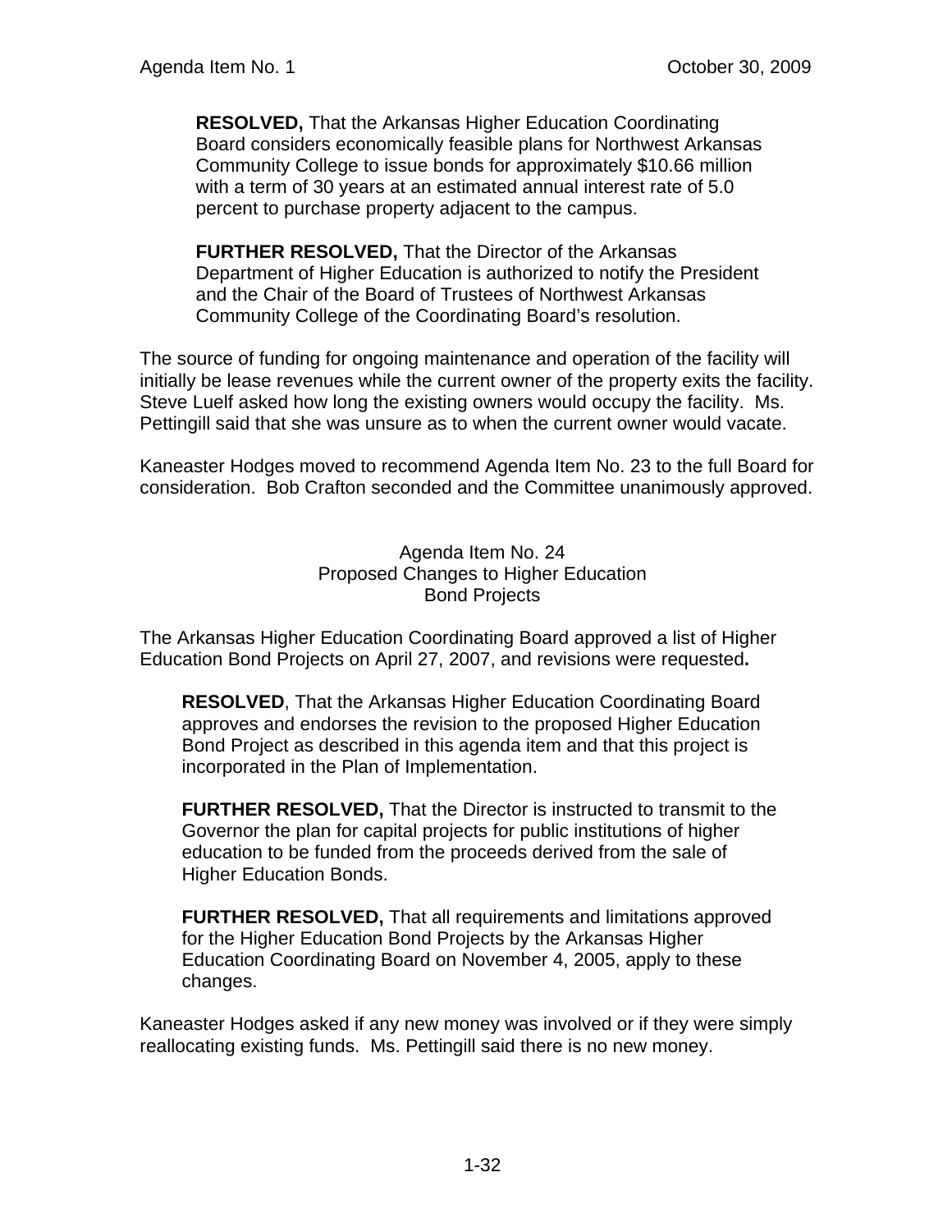> **RESOLVED,** That the Arkansas Higher Education Coordinating Board considers economically feasible plans for Northwest Arkansas Community College to issue bonds for approximately $10.66 million with a term of 30 years at an estimated annual interest rate of 5.0 percent to purchase property adjacent to the campus.
>
> **FURTHER RESOLVED,** That the Director of the Arkansas Department of Higher Education is authorized to notify the President and the Chair of the Board of Trustees of Northwest Arkansas Community College of the Coordinating Board's resolution.

The source of funding for ongoing maintenance and operation of the facility will initially be lease revenues while the current owner of the property exits the facility. Steve Luelf asked how long the existing owners would occupy the facility. Ms. Pettingill said that she was unsure as to when the current owner would vacate.

Kaneaster Hodges moved to recommend Agenda Item No. 23 to the full Board for consideration. Bob Crafton seconded and the Committee unanimously approved.

## Agenda Item No. 24
## Proposed Changes to Higher Education Bond Projects

The Arkansas Higher Education Coordinating Board approved a list of Higher Education Bond Projects on April 27, 2007, and revisions were requested**.**

> **RESOLVED**, That the Arkansas Higher Education Coordinating Board approves and endorses the revision to the proposed Higher Education Bond Project as described in this agenda item and that this project is incorporated in the Plan of Implementation.
>
> **FURTHER RESOLVED,** That the Director is instructed to transmit to the Governor the plan for capital projects for public institutions of higher education to be funded from the proceeds derived from the sale of Higher Education Bonds.
>
> **FURTHER RESOLVED,** That all requirements and limitations approved for the Higher Education Bond Projects by the Arkansas Higher Education Coordinating Board on November 4, 2005, apply to these changes.

Kaneaster Hodges asked if any new money was involved or if they were simply reallocating existing funds. Ms. Pettingill said there is no new money.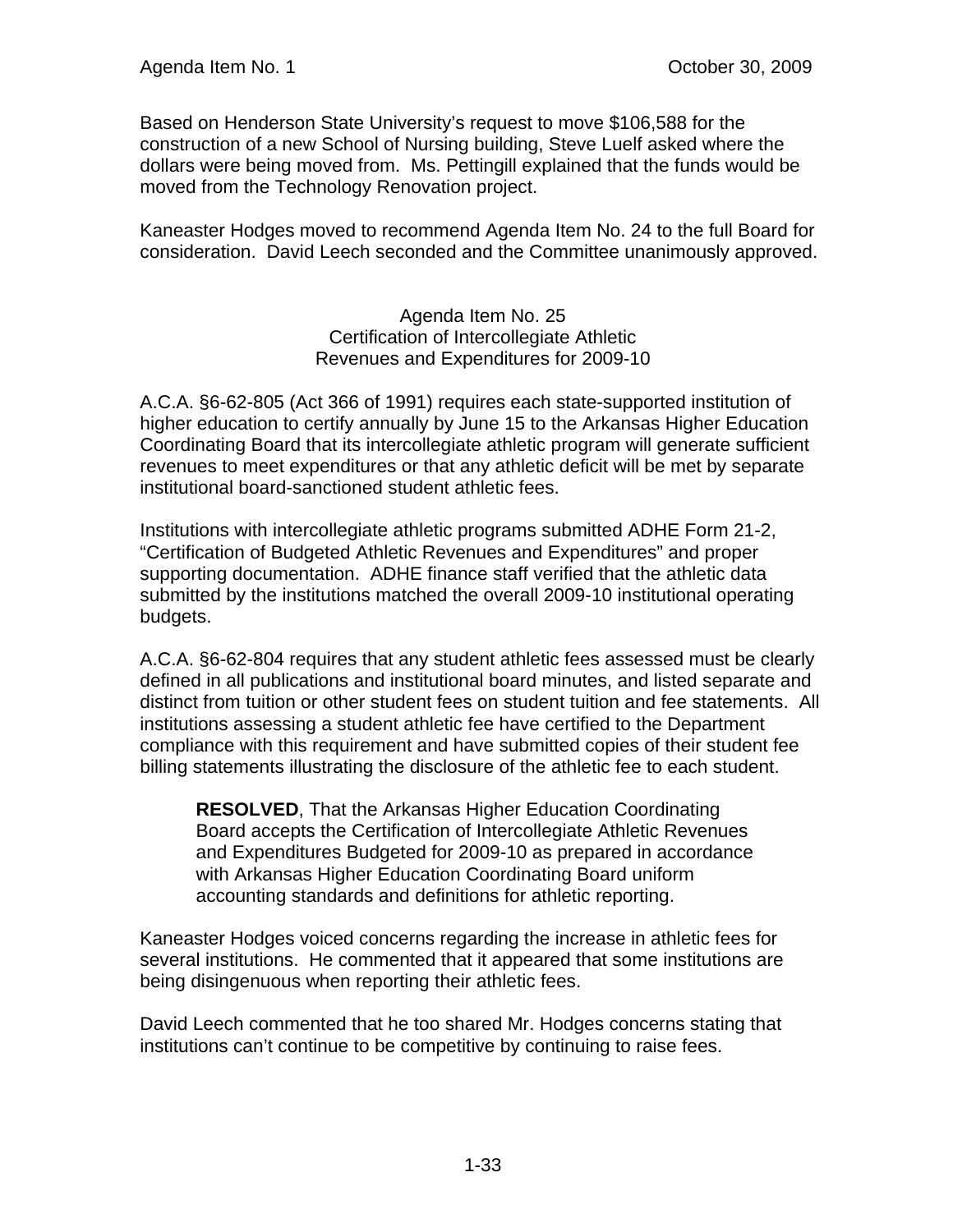Based on Henderson State University's request to move $106,588 for the construction of a new School of Nursing building, Steve Luelf asked where the dollars were being moved from. Ms. Pettingill explained that the funds would be moved from the Technology Renovation project.

Kaneaster Hodges moved to recommend Agenda Item No. 24 to the full Board for consideration. David Leech seconded and the Committee unanimously approved.

### Agenda Item No. 25
### Certification of Intercollegiate Athletic Revenues and Expenditures for 2009-10

A.C.A. §6-62-805 (Act 366 of 1991) requires each state-supported institution of higher education to certify annually by June 15 to the Arkansas Higher Education Coordinating Board that its intercollegiate athletic program will generate sufficient revenues to meet expenditures or that any athletic deficit will be met by separate institutional board-sanctioned student athletic fees.

Institutions with intercollegiate athletic programs submitted ADHE Form 21-2, "Certification of Budgeted Athletic Revenues and Expenditures" and proper supporting documentation. ADHE finance staff verified that the athletic data submitted by the institutions matched the overall 2009-10 institutional operating budgets.

A.C.A. §6-62-804 requires that any student athletic fees assessed must be clearly defined in all publications and institutional board minutes, and listed separate and distinct from tuition or other student fees on student tuition and fee statements. All institutions assessing a student athletic fee have certified to the Department compliance with this requirement and have submitted copies of their student fee billing statements illustrating the disclosure of the athletic fee to each student.

> **RESOLVED**, That the Arkansas Higher Education Coordinating Board accepts the Certification of Intercollegiate Athletic Revenues and Expenditures Budgeted for 2009-10 as prepared in accordance with Arkansas Higher Education Coordinating Board uniform accounting standards and definitions for athletic reporting.

Kaneaster Hodges voiced concerns regarding the increase in athletic fees for several institutions. He commented that it appeared that some institutions are being disingenuous when reporting their athletic fees.

David Leech commented that he too shared Mr. Hodges concerns stating that institutions can't continue to be competitive by continuing to raise fees.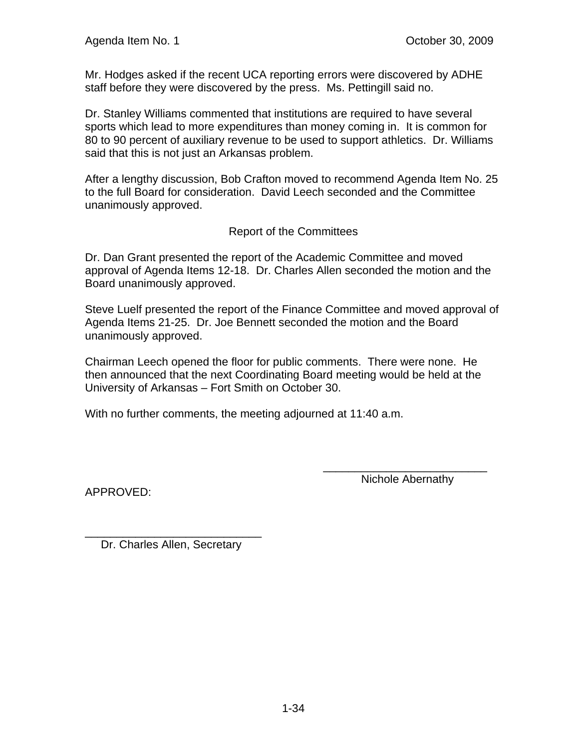Mr. Hodges asked if the recent UCA reporting errors were discovered by ADHE staff before they were discovered by the press. Ms. Pettingill said no.

Dr. Stanley Williams commented that institutions are required to have several sports which lead to more expenditures than money coming in. It is common for 80 to 90 percent of auxiliary revenue to be used to support athletics. Dr. Williams said that this is not just an Arkansas problem.

After a lengthy discussion, Bob Crafton moved to recommend Agenda Item No. 25 to the full Board for consideration. David Leech seconded and the Committee unanimously approved.

## Report of the Committees

Dr. Dan Grant presented the report of the Academic Committee and moved approval of Agenda Items 12-18. Dr. Charles Allen seconded the motion and the Board unanimously approved.

Steve Luelf presented the report of the Finance Committee and moved approval of Agenda Items 21-25. Dr. Joe Bennett seconded the motion and the Board unanimously approved.

Chairman Leech opened the floor for public comments. There were none. He then announced that the next Coordinating Board meeting would be held at the University of Arkansas – Fort Smith on October 30.

With no further comments, the meeting adjourned at 11:40 a.m.

___________________________
Nichole Abernathy

APPROVED:

___________________________
Dr. Charles Allen, Secretary